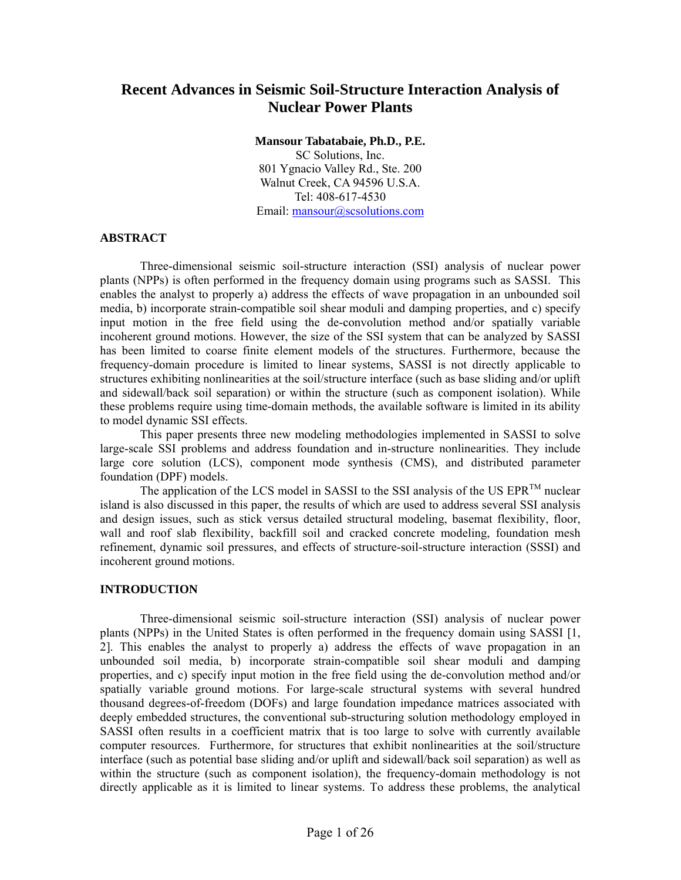# Recent Advances in Seismic Soil-Structure Interaction Analysis of Nuclear Power Plants

**Mansour Tabatabaie, Ph.D., P.E.**
SC Solutions, Inc.
801 Ygnacio Valley Rd., Ste. 200
Walnut Creek, CA 94596 U.S.A.
Tel: 408-617-4530
Email: mansour@scsolutions.com

## ABSTRACT

Three-dimensional seismic soil-structure interaction (SSI) analysis of nuclear power plants (NPPs) is often performed in the frequency domain using programs such as SASSI. This enables the analyst to properly a) address the effects of wave propagation in an unbounded soil media, b) incorporate strain-compatible soil shear moduli and damping properties, and c) specify input motion in the free field using the de-convolution method and/or spatially variable incoherent ground motions. However, the size of the SSI system that can be analyzed by SASSI has been limited to coarse finite element models of the structures. Furthermore, because the frequency-domain procedure is limited to linear systems, SASSI is not directly applicable to structures exhibiting nonlinearities at the soil/structure interface (such as base sliding and/or uplift and sidewall/back soil separation) or within the structure (such as component isolation). While these problems require using time-domain methods, the available software is limited in its ability to model dynamic SSI effects.

This paper presents three new modeling methodologies implemented in SASSI to solve large-scale SSI problems and address foundation and in-structure nonlinearities. They include large core solution (LCS), component mode synthesis (CMS), and distributed parameter foundation (DPF) models.

The application of the LCS model in SASSI to the SSI analysis of the US EPR™ nuclear island is also discussed in this paper, the results of which are used to address several SSI analysis and design issues, such as stick versus detailed structural modeling, basemat flexibility, floor, wall and roof slab flexibility, backfill soil and cracked concrete modeling, foundation mesh refinement, dynamic soil pressures, and effects of structure-soil-structure interaction (SSSI) and incoherent ground motions.

## INTRODUCTION

Three-dimensional seismic soil-structure interaction (SSI) analysis of nuclear power plants (NPPs) in the United States is often performed in the frequency domain using SASSI [1, 2]. This enables the analyst to properly a) address the effects of wave propagation in an unbounded soil media, b) incorporate strain-compatible soil shear moduli and damping properties, and c) specify input motion in the free field using the de-convolution method and/or spatially variable ground motions. For large-scale structural systems with several hundred thousand degrees-of-freedom (DOFs) and large foundation impedance matrices associated with deeply embedded structures, the conventional sub-structuring solution methodology employed in SASSI often results in a coefficient matrix that is too large to solve with currently available computer resources. Furthermore, for structures that exhibit nonlinearities at the soil/structure interface (such as potential base sliding and/or uplift and sidewall/back soil separation) as well as within the structure (such as component isolation), the frequency-domain methodology is not directly applicable as it is limited to linear systems. To address these problems, the analytical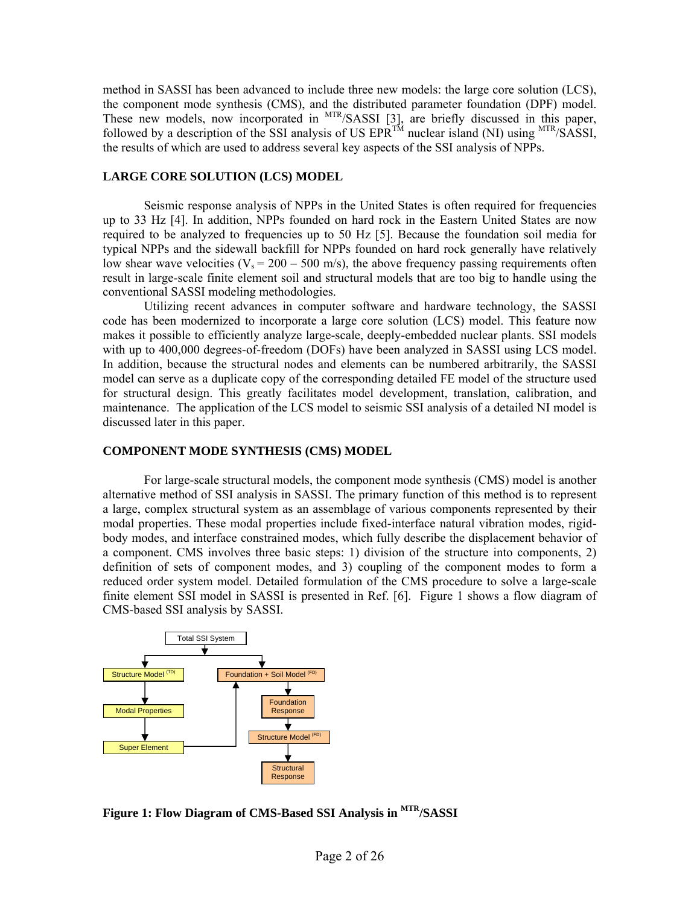method in SASSI has been advanced to include three new models: the large core solution (LCS), the component mode synthesis (CMS), and the distributed parameter foundation (DPF) model. These new models, now incorporated in $^{MTR}$/SASSI [3], are briefly discussed in this paper, followed by a description of the SSI analysis of US EPR™ nuclear island (NI) using $^{MTR}$/SASSI, the results of which are used to address several key aspects of the SSI analysis of NPPs.

## LARGE CORE SOLUTION (LCS) MODEL

Seismic response analysis of NPPs in the United States is often required for frequencies up to 33 Hz [4]. In addition, NPPs founded on hard rock in the Eastern United States are now required to be analyzed to frequencies up to 50 Hz [5]. Because the foundation soil media for typical NPPs and the sidewall backfill for NPPs founded on hard rock generally have relatively low shear wave velocities ($V_s = 200 – 500$ m/s), the above frequency passing requirements often result in large-scale finite element soil and structural models that are too big to handle using the conventional SASSI modeling methodologies.

Utilizing recent advances in computer software and hardware technology, the SASSI code has been modernized to incorporate a large core solution (LCS) model. This feature now makes it possible to efficiently analyze large-scale, deeply-embedded nuclear plants. SSI models with up to 400,000 degrees-of-freedom (DOFs) have been analyzed in SASSI using LCS model. In addition, because the structural nodes and elements can be numbered arbitrarily, the SASSI model can serve as a duplicate copy of the corresponding detailed FE model of the structure used for structural design. This greatly facilitates model development, translation, calibration, and maintenance. The application of the LCS model to seismic SSI analysis of a detailed NI model is discussed later in this paper.

## COMPONENT MODE SYNTHESIS (CMS) MODEL

For large-scale structural models, the component mode synthesis (CMS) model is another alternative method of SSI analysis in SASSI. The primary function of this method is to represent a large, complex structural system as an assemblage of various components represented by their modal properties. These modal properties include fixed-interface natural vibration modes, rigid-body modes, and interface constrained modes, which fully describe the displacement behavior of a component. CMS involves three basic steps: 1) division of the structure into components, 2) definition of sets of component modes, and 3) coupling of the component modes to form a reduced order system model. Detailed formulation of the CMS procedure to solve a large-scale finite element SSI model in SASSI is presented in Ref. [6]. Figure 1 shows a flow diagram of CMS-based SSI analysis by SASSI.

**Figure 1: Flow Diagram of CMS-Based SSI Analysis in $^{MTR}$/SASSI**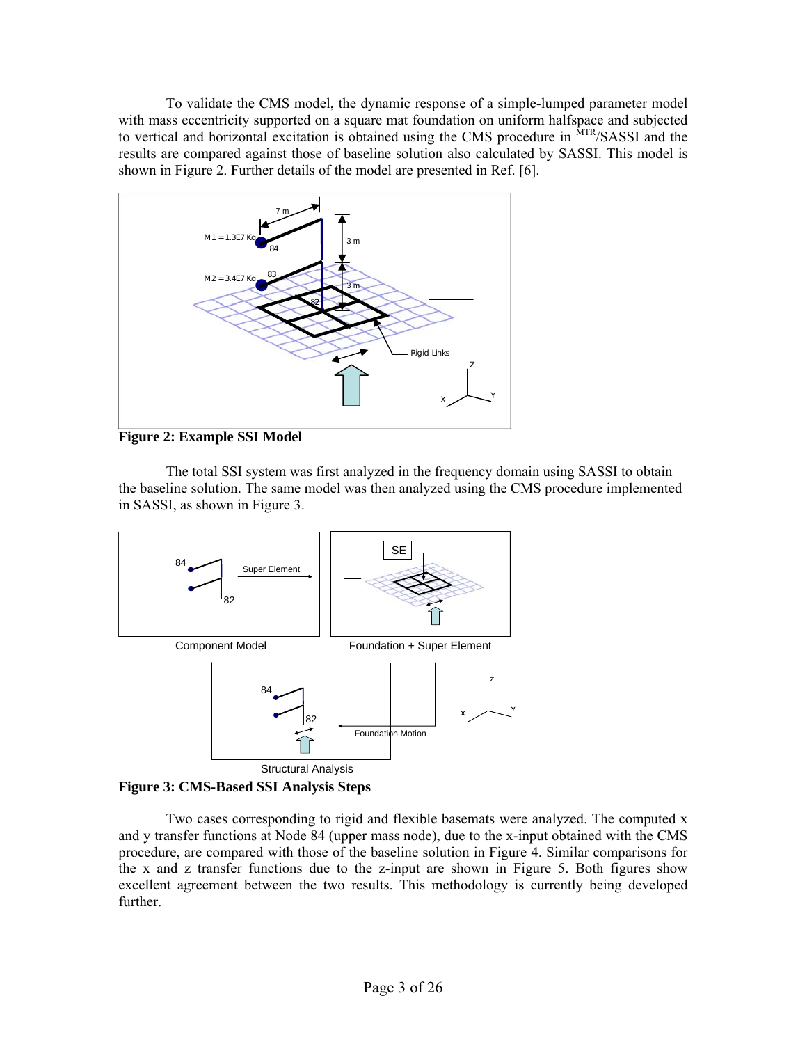To validate the CMS model, the dynamic response of a simple-lumped parameter model with mass eccentricity supported on a square mat foundation on uniform halfspace and subjected to vertical and horizontal excitation is obtained using the CMS procedure in $^{MTR}$/SASSI and the results are compared against those of baseline solution also calculated by SASSI. This model is shown in Figure 2. Further details of the model are presented in Ref. [6].

**Figure 2: Example SSI Model**

The total SSI system was first analyzed in the frequency domain using SASSI to obtain the baseline solution. The same model was then analyzed using the CMS procedure implemented in SASSI, as shown in Figure 3.

**Figure 3: CMS-Based SSI Analysis Steps**

Two cases corresponding to rigid and flexible basemats were analyzed. The computed x and y transfer functions at Node 84 (upper mass node), due to the x-input obtained with the CMS procedure, are compared with those of the baseline solution in Figure 4. Similar comparisons for the x and z transfer functions due to the z-input are shown in Figure 5. Both figures show excellent agreement between the two results. This methodology is currently being developed further.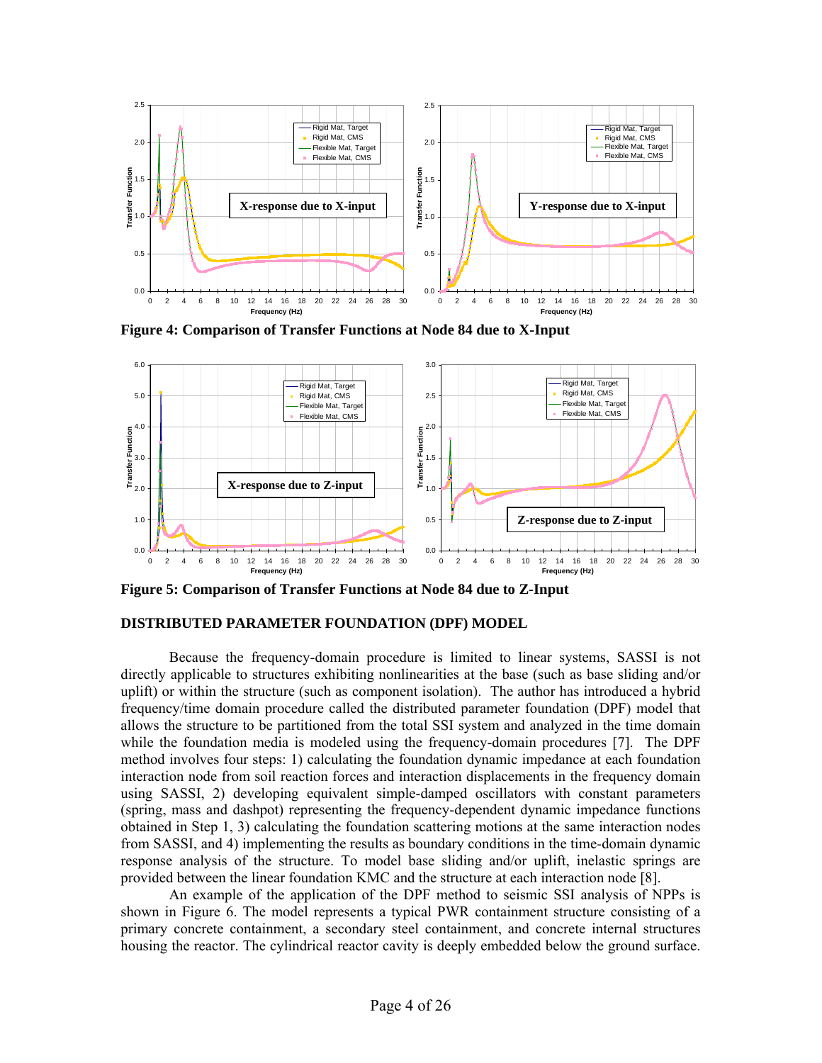**Figure 4: Comparison of Transfer Functions at Node 84 due to X-Input**

**Figure 5: Comparison of Transfer Functions at Node 84 due to Z-Input**

## DISTRIBUTED PARAMETER FOUNDATION (DPF) MODEL

Because the frequency-domain procedure is limited to linear systems, SASSI is not directly applicable to structures exhibiting nonlinearities at the base (such as base sliding and/or uplift) or within the structure (such as component isolation). The author has introduced a hybrid frequency/time domain procedure called the distributed parameter foundation (DPF) model that allows the structure to be partitioned from the total SSI system and analyzed in the time domain while the foundation media is modeled using the frequency-domain procedures [7]. The DPF method involves four steps: 1) calculating the foundation dynamic impedance at each foundation interaction node from soil reaction forces and interaction displacements in the frequency domain using SASSI, 2) developing equivalent simple-damped oscillators with constant parameters (spring, mass and dashpot) representing the frequency-dependent dynamic impedance functions obtained in Step 1, 3) calculating the foundation scattering motions at the same interaction nodes from SASSI, and 4) implementing the results as boundary conditions in the time-domain dynamic response analysis of the structure. To model base sliding and/or uplift, inelastic springs are provided between the linear foundation KMC and the structure at each interaction node [8].

An example of the application of the DPF method to seismic SSI analysis of NPPs is shown in Figure 6. The model represents a typical PWR containment structure consisting of a primary concrete containment, a secondary steel containment, and concrete internal structures housing the reactor. The cylindrical reactor cavity is deeply embedded below the ground surface.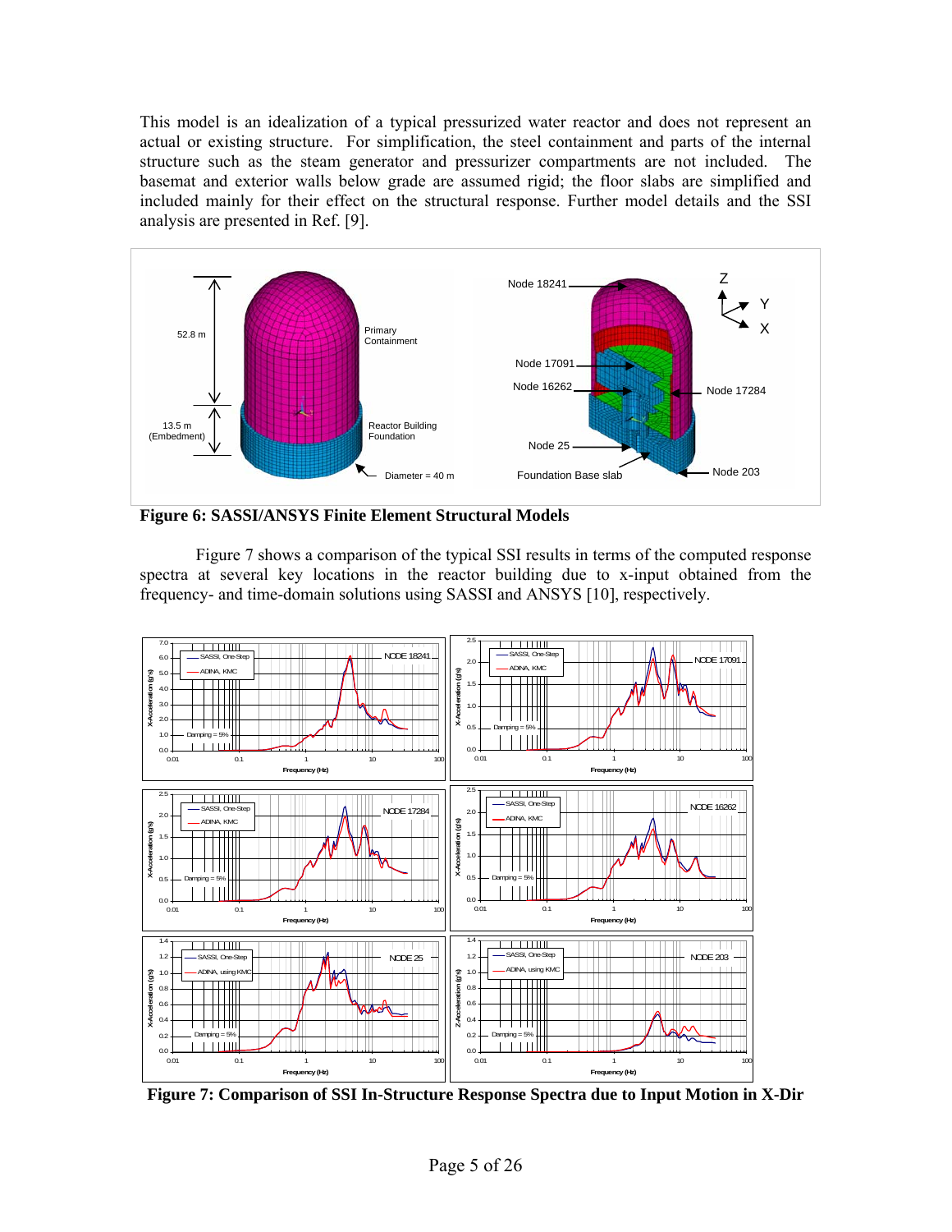This model is an idealization of a typical pressurized water reactor and does not represent an actual or existing structure. For simplification, the steel containment and parts of the internal structure such as the steam generator and pressurizer compartments are not included. The basemat and exterior walls below grade are assumed rigid; the floor slabs are simplified and included mainly for their effect on the structural response. Further model details and the SSI analysis are presented in Ref. [9].

**Figure 6: SASSI/ANSYS Finite Element Structural Models**

Figure 7 shows a comparison of the typical SSI results in terms of the computed response spectra at several key locations in the reactor building due to x-input obtained from the frequency- and time-domain solutions using SASSI and ANSYS [10], respectively.

**Figure 7: Comparison of SSI In-Structure Response Spectra due to Input Motion in X-Dir**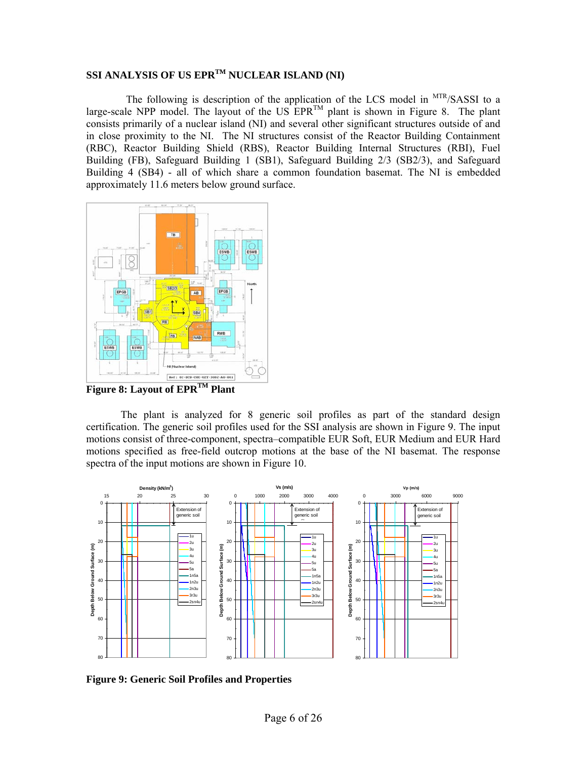## SSI ANALYSIS OF US EPR™ NUCLEAR ISLAND (NI)

The following is description of the application of the LCS model in MTR/SASSI to a large-scale NPP model. The layout of the US EPR™ plant is shown in Figure 8. The plant consists primarily of a nuclear island (NI) and several other significant structures outside of and in close proximity to the NI. The NI structures consist of the Reactor Building Containment (RBC), Reactor Building Shield (RBS), Reactor Building Internal Structures (RBI), Fuel Building (FB), Safeguard Building 1 (SB1), Safeguard Building 2/3 (SB2/3), and Safeguard Building 4 (SB4) - all of which share a common foundation basemat. The NI is embedded approximately 11.6 meters below ground surface.

**Figure 8: Layout of EPR™ Plant**

The plant is analyzed for 8 generic soil profiles as part of the standard design certification. The generic soil profiles used for the SSI analysis are shown in Figure 9. The input motions consist of three-component, spectra–compatible EUR Soft, EUR Medium and EUR Hard motions specified as free-field outcrop motions at the base of the NI basemat. The response spectra of the input motions are shown in Figure 10.

**Figure 9: Generic Soil Profiles and Properties**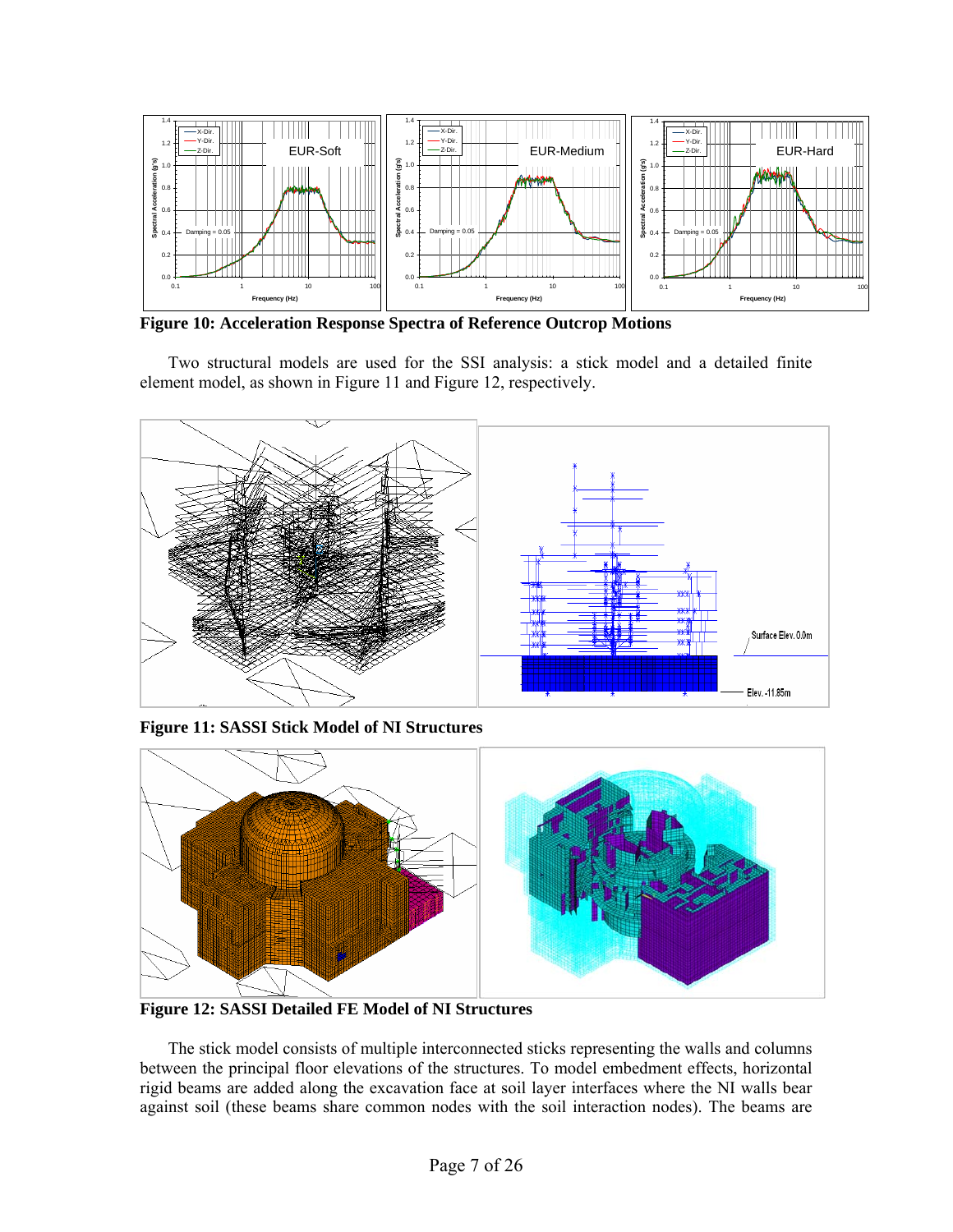**Figure 10: Acceleration Response Spectra of Reference Outcrop Motions**

Two structural models are used for the SSI analysis: a stick model and a detailed finite element model, as shown in Figure 11 and Figure 12, respectively.

**Figure 11: SASSI Stick Model of NI Structures**

**Figure 12: SASSI Detailed FE Model of NI Structures**

The stick model consists of multiple interconnected sticks representing the walls and columns between the principal floor elevations of the structures. To model embedment effects, horizontal rigid beams are added along the excavation face at soil layer interfaces where the NI walls bear against soil (these beams share common nodes with the soil interaction nodes). The beams are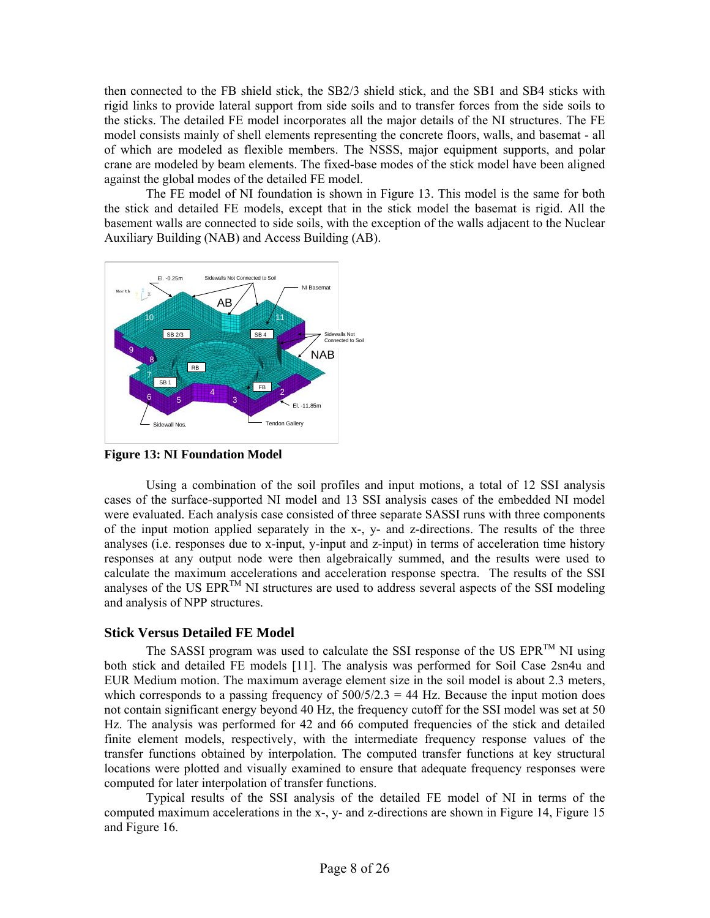then connected to the FB shield stick, the SB2/3 shield stick, and the SB1 and SB4 sticks with rigid links to provide lateral support from side soils and to transfer forces from the side soils to the sticks. The detailed FE model incorporates all the major details of the NI structures. The FE model consists mainly of shell elements representing the concrete floors, walls, and basemat - all of which are modeled as flexible members. The NSSS, major equipment supports, and polar crane are modeled by beam elements. The fixed-base modes of the stick model have been aligned against the global modes of the detailed FE model.

The FE model of NI foundation is shown in Figure 13. This model is the same for both the stick and detailed FE models, except that in the stick model the basemat is rigid. All the basement walls are connected to side soils, with the exception of the walls adjacent to the Nuclear Auxiliary Building (NAB) and Access Building (AB).

**Figure 13: NI Foundation Model**

Using a combination of the soil profiles and input motions, a total of 12 SSI analysis cases of the surface-supported NI model and 13 SSI analysis cases of the embedded NI model were evaluated. Each analysis case consisted of three separate SASSI runs with three components of the input motion applied separately in the x-, y- and z-directions. The results of the three analyses (i.e. responses due to x-input, y-input and z-input) in terms of acceleration time history responses at any output node were then algebraically summed, and the results were used to calculate the maximum accelerations and acceleration response spectra. The results of the SSI analyses of the US EPR™ NI structures are used to address several aspects of the SSI modeling and analysis of NPP structures.

## Stick Versus Detailed FE Model

The SASSI program was used to calculate the SSI response of the US EPR™ NI using both stick and detailed FE models [11]. The analysis was performed for Soil Case 2sn4u and EUR Medium motion. The maximum average element size in the soil model is about 2.3 meters, which corresponds to a passing frequency of $500/5/2.3 = 44$ Hz. Because the input motion does not contain significant energy beyond 40 Hz, the frequency cutoff for the SSI model was set at 50 Hz. The analysis was performed for 42 and 66 computed frequencies of the stick and detailed finite element models, respectively, with the intermediate frequency response values of the transfer functions obtained by interpolation. The computed transfer functions at key structural locations were plotted and visually examined to ensure that adequate frequency responses were computed for later interpolation of transfer functions.

Typical results of the SSI analysis of the detailed FE model of NI in terms of the computed maximum accelerations in the x-, y- and z-directions are shown in Figure 14, Figure 15 and Figure 16.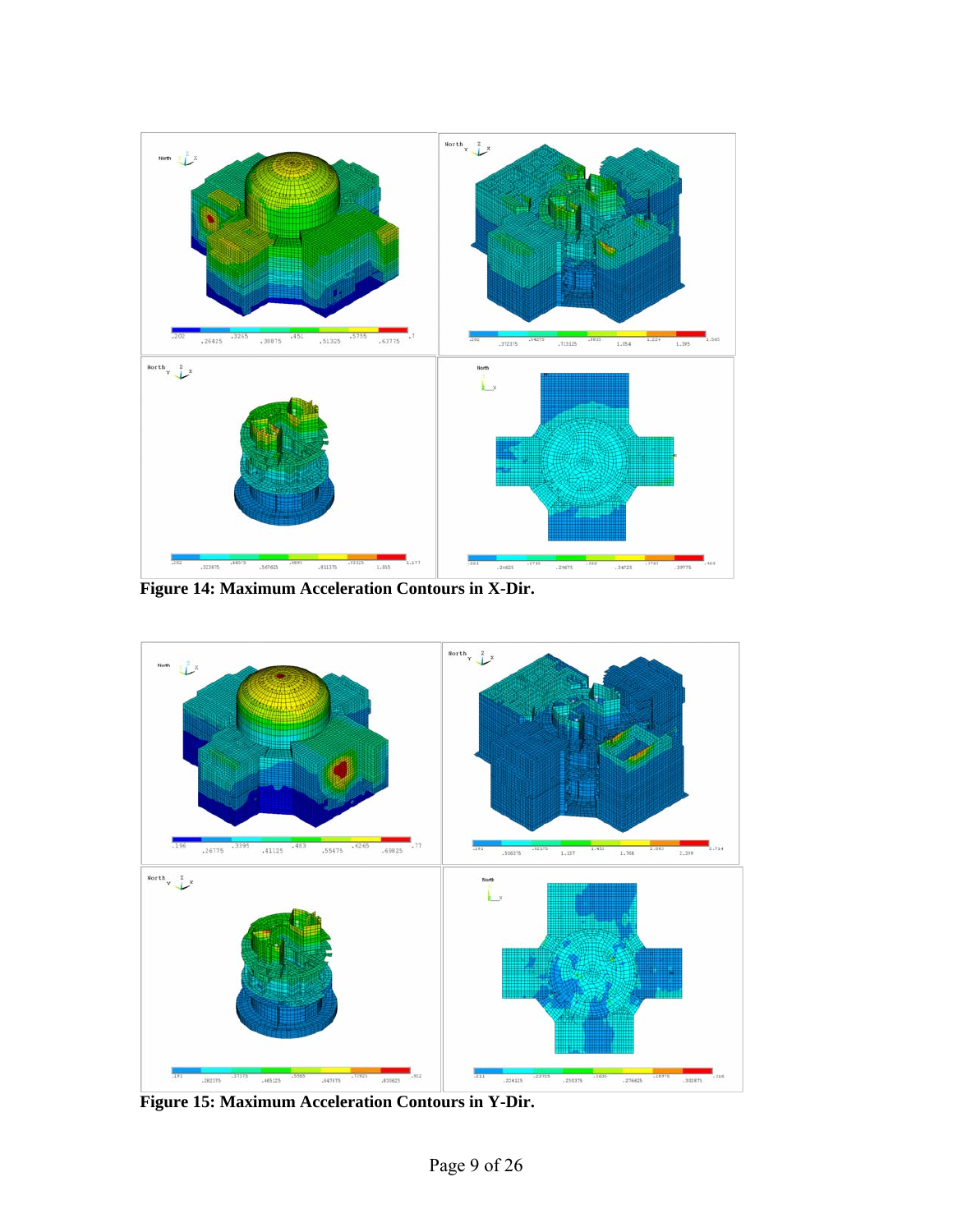**Figure 14: Maximum Acceleration Contours in X-Dir.**

**Figure 15: Maximum Acceleration Contours in Y-Dir.**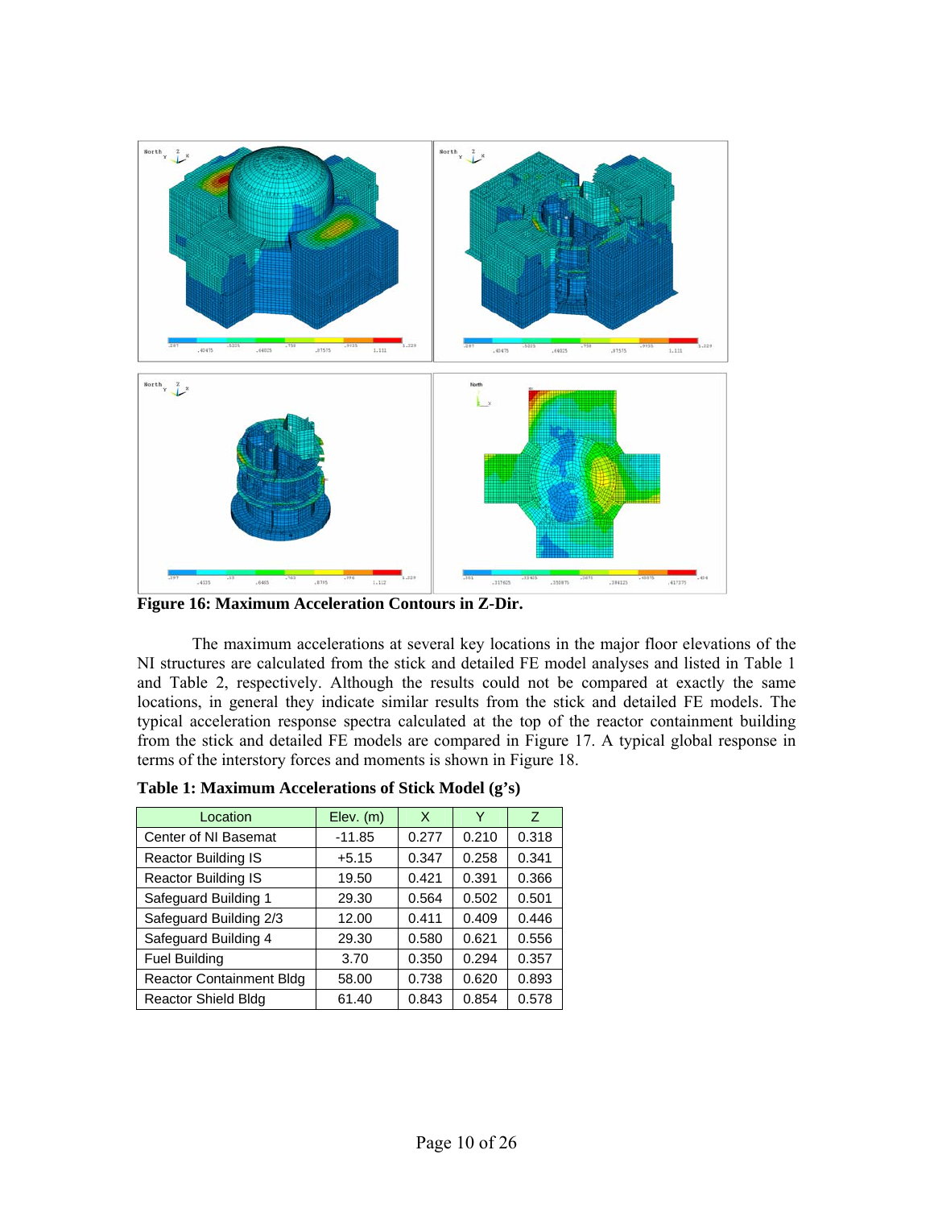**Figure 16: Maximum Acceleration Contours in Z-Dir.**

The maximum accelerations at several key locations in the major floor elevations of the NI structures are calculated from the stick and detailed FE model analyses and listed in Table 1 and Table 2, respectively. Although the results could not be compared at exactly the same locations, in general they indicate similar results from the stick and detailed FE models. The typical acceleration response spectra calculated at the top of the reactor containment building from the stick and detailed FE models are compared in Figure 17. A typical global response in terms of the interstory forces and moments is shown in Figure 18.

**Table 1: Maximum Accelerations of Stick Model (g's)**

| Location | Elev. (m) | X | Y | Z |
|---|---|---|---|---|
| Center of NI Basemat | -11.85 | 0.277 | 0.210 | 0.318 |
| Reactor Building IS | +5.15 | 0.347 | 0.258 | 0.341 |
| Reactor Building IS | 19.50 | 0.421 | 0.391 | 0.366 |
| Safeguard Building 1 | 29.30 | 0.564 | 0.502 | 0.501 |
| Safeguard Building 2/3 | 12.00 | 0.411 | 0.409 | 0.446 |
| Safeguard Building 4 | 29.30 | 0.580 | 0.621 | 0.556 |
| Fuel Building | 3.70 | 0.350 | 0.294 | 0.357 |
| Reactor Containment Bldg | 58.00 | 0.738 | 0.620 | 0.893 |
| Reactor Shield Bldg | 61.40 | 0.843 | 0.854 | 0.578 |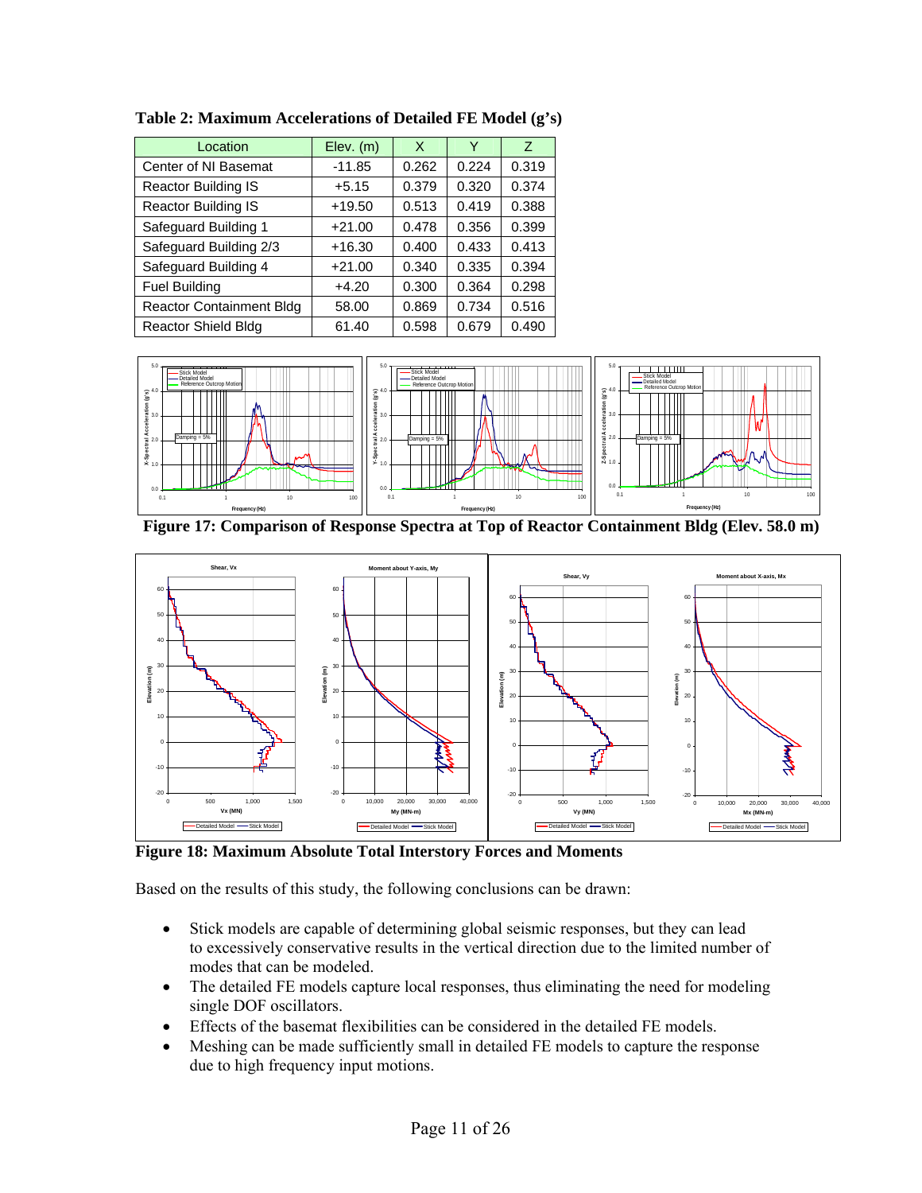**Table 2: Maximum Accelerations of Detailed FE Model (g's)**

| Location | Elev. (m) | X | Y | Z |
|---|---|---|---|---|
| Center of NI Basemat | -11.85 | 0.262 | 0.224 | 0.319 |
| Reactor Building IS | +5.15 | 0.379 | 0.320 | 0.374 |
| Reactor Building IS | +19.50 | 0.513 | 0.419 | 0.388 |
| Safeguard Building 1 | +21.00 | 0.478 | 0.356 | 0.399 |
| Safeguard Building 2/3 | +16.30 | 0.400 | 0.433 | 0.413 |
| Safeguard Building 4 | +21.00 | 0.340 | 0.335 | 0.394 |
| Fuel Building | +4.20 | 0.300 | 0.364 | 0.298 |
| Reactor Containment Bldg | 58.00 | 0.869 | 0.734 | 0.516 |
| Reactor Shield Bldg | 61.40 | 0.598 | 0.679 | 0.490 |

**Figure 17: Comparison of Response Spectra at Top of Reactor Containment Bldg (Elev. 58.0 m)**

**Figure 18: Maximum Absolute Total Interstory Forces and Moments**

Based on the results of this study, the following conclusions can be drawn:

- Stick models are capable of determining global seismic responses, but they can lead to excessively conservative results in the vertical direction due to the limited number of modes that can be modeled.
- The detailed FE models capture local responses, thus eliminating the need for modeling single DOF oscillators.
- Effects of the basemat flexibilities can be considered in the detailed FE models.
- Meshing can be made sufficiently small in detailed FE models to capture the response due to high frequency input motions.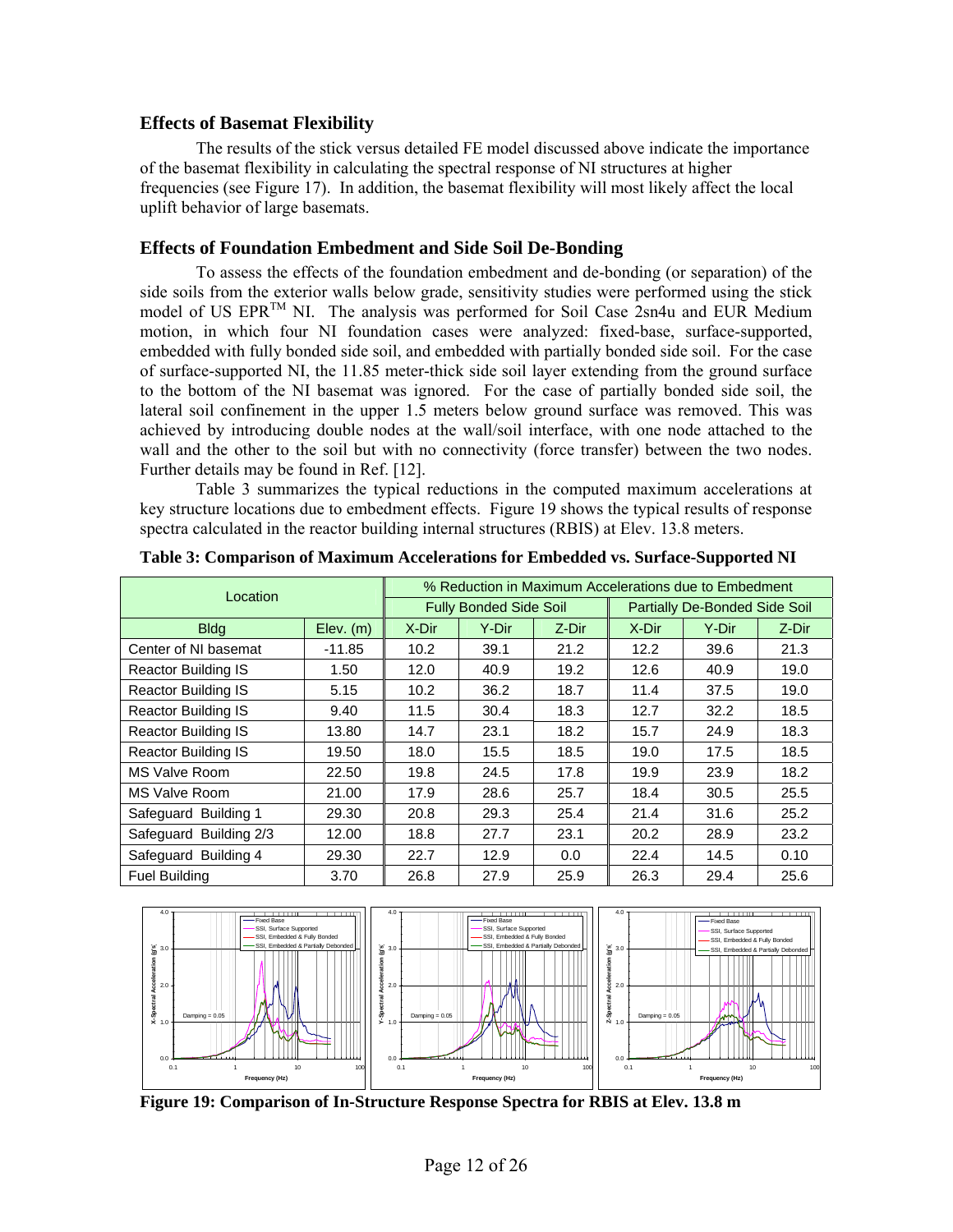### Effects of Basemat Flexibility

The results of the stick versus detailed FE model discussed above indicate the importance of the basemat flexibility in calculating the spectral response of NI structures at higher frequencies (see Figure 17). In addition, the basemat flexibility will most likely affect the local uplift behavior of large basemats.

### Effects of Foundation Embedment and Side Soil De-Bonding

To assess the effects of the foundation embedment and de-bonding (or separation) of the side soils from the exterior walls below grade, sensitivity studies were performed using the stick model of US EPR™ NI. The analysis was performed for Soil Case 2sn4u and EUR Medium motion, in which four NI foundation cases were analyzed: fixed-base, surface-supported, embedded with fully bonded side soil, and embedded with partially bonded side soil. For the case of surface-supported NI, the 11.85 meter-thick side soil layer extending from the ground surface to the bottom of the NI basemat was ignored. For the case of partially bonded side soil, the lateral soil confinement in the upper 1.5 meters below ground surface was removed. This was achieved by introducing double nodes at the wall/soil interface, with one node attached to the wall and the other to the soil but with no connectivity (force transfer) between the two nodes. Further details may be found in Ref. [12].

Table 3 summarizes the typical reductions in the computed maximum accelerations at key structure locations due to embedment effects. Figure 19 shows the typical results of response spectra calculated in the reactor building internal structures (RBIS) at Elev. 13.8 meters.

**Table 3: Comparison of Maximum Accelerations for Embedded vs. Surface-Supported NI**

| Location | | % Reduction in Maximum Accelerations due to Embedment | | | | | |
|---|---|---|---|---|---|---|---|
| | | Fully Bonded Side Soil | | | Partially De-Bonded Side Soil | | |
| Bldg | Elev. (m) | X-Dir | Y-Dir | Z-Dir | X-Dir | Y-Dir | Z-Dir |
| Center of NI basemat | -11.85 | 10.2 | 39.1 | 21.2 | 12.2 | 39.6 | 21.3 |
| Reactor Building IS | 1.50 | 12.0 | 40.9 | 19.2 | 12.6 | 40.9 | 19.0 |
| Reactor Building IS | 5.15 | 10.2 | 36.2 | 18.7 | 11.4 | 37.5 | 19.0 |
| Reactor Building IS | 9.40 | 11.5 | 30.4 | 18.3 | 12.7 | 32.2 | 18.5 |
| Reactor Building IS | 13.80 | 14.7 | 23.1 | 18.2 | 15.7 | 24.9 | 18.3 |
| Reactor Building IS | 19.50 | 18.0 | 15.5 | 18.5 | 19.0 | 17.5 | 18.5 |
| MS Valve Room | 22.50 | 19.8 | 24.5 | 17.8 | 19.9 | 23.9 | 18.2 |
| MS Valve Room | 21.00 | 17.9 | 28.6 | 25.7 | 18.4 | 30.5 | 25.5 |
| Safeguard Building 1 | 29.30 | 20.8 | 29.3 | 25.4 | 21.4 | 31.6 | 25.2 |
| Safeguard Building 2/3 | 12.00 | 18.8 | 27.7 | 23.1 | 20.2 | 28.9 | 23.2 |
| Safeguard Building 4 | 29.30 | 22.7 | 12.9 | 0.0 | 22.4 | 14.5 | 0.10 |
| Fuel Building | 3.70 | 26.8 | 27.9 | 25.9 | 26.3 | 29.4 | 25.6 |

**Figure 19: Comparison of In-Structure Response Spectra for RBIS at Elev. 13.8 m**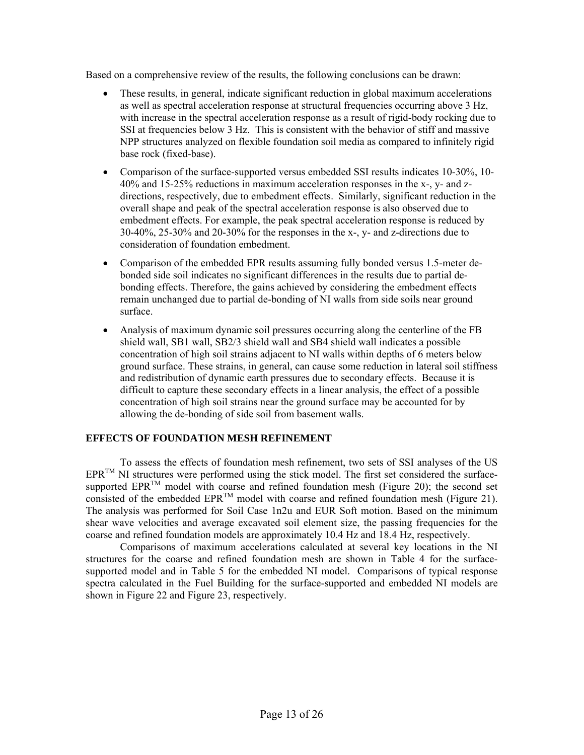Based on a comprehensive review of the results, the following conclusions can be drawn:

- These results, in general, indicate significant reduction in global maximum accelerations as well as spectral acceleration response at structural frequencies occurring above 3 Hz, with increase in the spectral acceleration response as a result of rigid-body rocking due to SSI at frequencies below 3 Hz. This is consistent with the behavior of stiff and massive NPP structures analyzed on flexible foundation soil media as compared to infinitely rigid base rock (fixed-base).
- Comparison of the surface-supported versus embedded SSI results indicates 10-30%, 10-40% and 15-25% reductions in maximum acceleration responses in the x-, y- and z-directions, respectively, due to embedment effects. Similarly, significant reduction in the overall shape and peak of the spectral acceleration response is also observed due to embedment effects. For example, the peak spectral acceleration response is reduced by 30-40%, 25-30% and 20-30% for the responses in the x-, y- and z-directions due to consideration of foundation embedment.
- Comparison of the embedded EPR results assuming fully bonded versus 1.5-meter de-bonded side soil indicates no significant differences in the results due to partial de-bonding effects. Therefore, the gains achieved by considering the embedment effects remain unchanged due to partial de-bonding of NI walls from side soils near ground surface.
- Analysis of maximum dynamic soil pressures occurring along the centerline of the FB shield wall, SB1 wall, SB2/3 shield wall and SB4 shield wall indicates a possible concentration of high soil strains adjacent to NI walls within depths of 6 meters below ground surface. These strains, in general, can cause some reduction in lateral soil stiffness and redistribution of dynamic earth pressures due to secondary effects. Because it is difficult to capture these secondary effects in a linear analysis, the effect of a possible concentration of high soil strains near the ground surface may be accounted for by allowing the de-bonding of side soil from basement walls.

## EFFECTS OF FOUNDATION MESH REFINEMENT

To assess the effects of foundation mesh refinement, two sets of SSI analyses of the US EPR™ NI structures were performed using the stick model. The first set considered the surface-supported EPR™ model with coarse and refined foundation mesh (Figure 20); the second set consisted of the embedded EPR™ model with coarse and refined foundation mesh (Figure 21). The analysis was performed for Soil Case 1n2u and EUR Soft motion. Based on the minimum shear wave velocities and average excavated soil element size, the passing frequencies for the coarse and refined foundation models are approximately 10.4 Hz and 18.4 Hz, respectively.

Comparisons of maximum accelerations calculated at several key locations in the NI structures for the coarse and refined foundation mesh are shown in Table 4 for the surface-supported model and in Table 5 for the embedded NI model. Comparisons of typical response spectra calculated in the Fuel Building for the surface-supported and embedded NI models are shown in Figure 22 and Figure 23, respectively.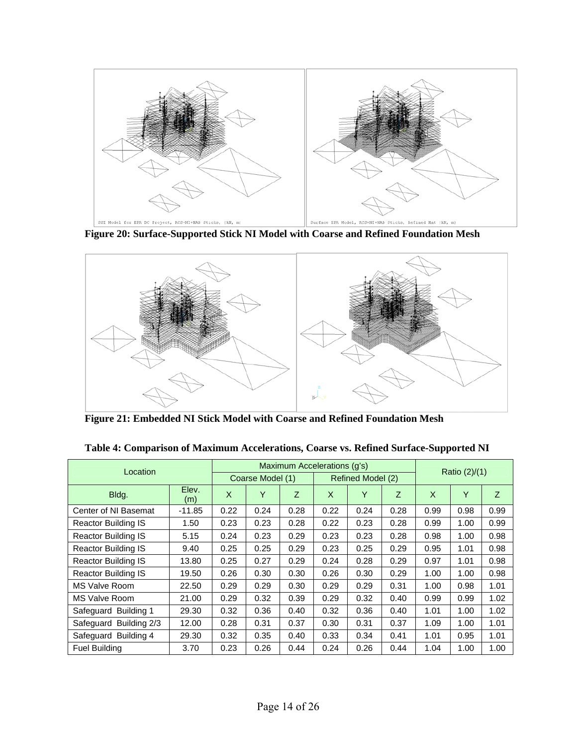**Figure 20: Surface-Supported Stick NI Model with Coarse and Refined Foundation Mesh**

**Figure 21: Embedded NI Stick Model with Coarse and Refined Foundation Mesh**

**Table 4: Comparison of Maximum Accelerations, Coarse vs. Refined Surface-Supported NI**

| Location | | Maximum Accelerations (g's) | | | | | | Ratio (2)/(1) | | |
|---|---|---|---|---|---|---|---|---|---|---|
| | | Coarse Model (1) | | | Refined Model (2) | | | | | |
| Bldg. | Elev. (m) | X | Y | Z | X | Y | Z | X | Y | Z |
| Center of NI Basemat | -11.85 | 0.22 | 0.24 | 0.28 | 0.22 | 0.24 | 0.28 | 0.99 | 0.98 | 0.99 |
| Reactor Building IS | 1.50 | 0.23 | 0.23 | 0.28 | 0.22 | 0.23 | 0.28 | 0.99 | 1.00 | 0.99 |
| Reactor Building IS | 5.15 | 0.24 | 0.23 | 0.29 | 0.23 | 0.23 | 0.28 | 0.98 | 1.00 | 0.98 |
| Reactor Building IS | 9.40 | 0.25 | 0.25 | 0.29 | 0.23 | 0.25 | 0.29 | 0.95 | 1.01 | 0.98 |
| Reactor Building IS | 13.80 | 0.25 | 0.27 | 0.29 | 0.24 | 0.28 | 0.29 | 0.97 | 1.01 | 0.98 |
| Reactor Building IS | 19.50 | 0.26 | 0.30 | 0.30 | 0.26 | 0.30 | 0.29 | 1.00 | 1.00 | 0.98 |
| MS Valve Room | 22.50 | 0.29 | 0.29 | 0.30 | 0.29 | 0.29 | 0.31 | 1.00 | 0.98 | 1.01 |
| MS Valve Room | 21.00 | 0.29 | 0.32 | 0.39 | 0.29 | 0.32 | 0.40 | 0.99 | 0.99 | 1.02 |
| Safeguard Building 1 | 29.30 | 0.32 | 0.36 | 0.40 | 0.32 | 0.36 | 0.40 | 1.01 | 1.00 | 1.02 |
| Safeguard Building 2/3 | 12.00 | 0.28 | 0.31 | 0.37 | 0.30 | 0.31 | 0.37 | 1.09 | 1.00 | 1.01 |
| Safeguard Building 4 | 29.30 | 0.32 | 0.35 | 0.40 | 0.33 | 0.34 | 0.41 | 1.01 | 0.95 | 1.01 |
| Fuel Building | 3.70 | 0.23 | 0.26 | 0.44 | 0.24 | 0.26 | 0.44 | 1.04 | 1.00 | 1.00 |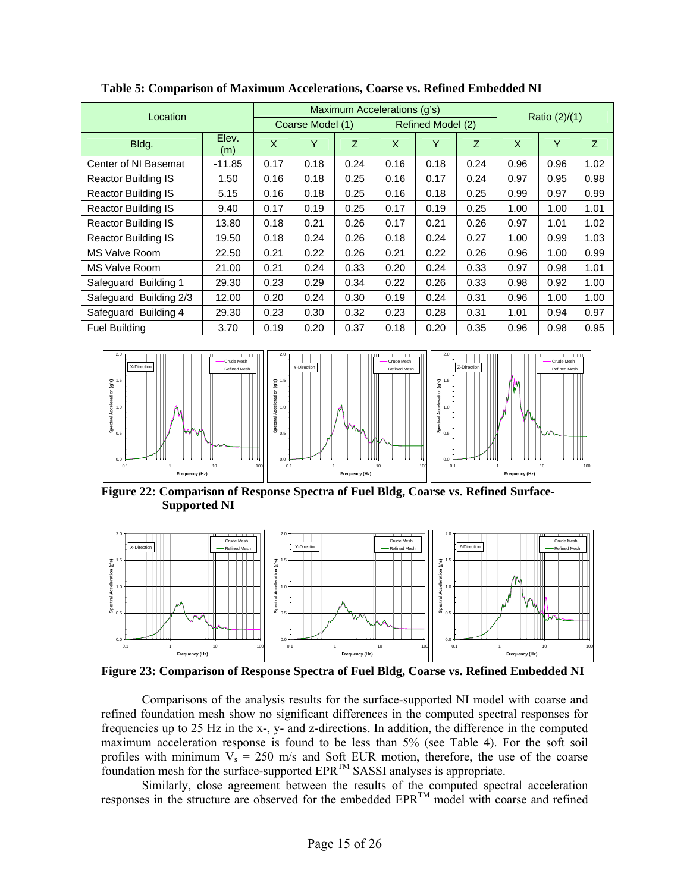**Table 5: Comparison of Maximum Accelerations, Coarse vs. Refined Embedded NI**

| Location | | Maximum Accelerations (g's) | | | | | | Ratio (2)/(1) | | |
|---|---|---|---|---|---|---|---|---|---|---|
| | | Coarse Model (1) | | | Refined Model (2) | | | | | |
| Bldg. | Elev. (m) | X | Y | Z | X | Y | Z | X | Y | Z |
| Center of NI Basemat | -11.85 | 0.17 | 0.18 | 0.24 | 0.16 | 0.18 | 0.24 | 0.96 | 0.96 | 1.02 |
| Reactor Building IS | 1.50 | 0.16 | 0.18 | 0.25 | 0.16 | 0.17 | 0.24 | 0.97 | 0.95 | 0.98 |
| Reactor Building IS | 5.15 | 0.16 | 0.18 | 0.25 | 0.16 | 0.18 | 0.25 | 0.99 | 0.97 | 0.99 |
| Reactor Building IS | 9.40 | 0.17 | 0.19 | 0.25 | 0.17 | 0.19 | 0.25 | 1.00 | 1.00 | 1.01 |
| Reactor Building IS | 13.80 | 0.18 | 0.21 | 0.26 | 0.17 | 0.21 | 0.26 | 0.97 | 1.01 | 1.02 |
| Reactor Building IS | 19.50 | 0.18 | 0.24 | 0.26 | 0.18 | 0.24 | 0.27 | 1.00 | 0.99 | 1.03 |
| MS Valve Room | 22.50 | 0.21 | 0.22 | 0.26 | 0.21 | 0.22 | 0.26 | 0.96 | 1.00 | 0.99 |
| MS Valve Room | 21.00 | 0.21 | 0.24 | 0.33 | 0.20 | 0.24 | 0.33 | 0.97 | 0.98 | 1.01 |
| Safeguard Building 1 | 29.30 | 0.23 | 0.29 | 0.34 | 0.22 | 0.26 | 0.33 | 0.98 | 0.92 | 1.00 |
| Safeguard Building 2/3 | 12.00 | 0.20 | 0.24 | 0.30 | 0.19 | 0.24 | 0.31 | 0.96 | 1.00 | 1.00 |
| Safeguard Building 4 | 29.30 | 0.23 | 0.30 | 0.32 | 0.23 | 0.28 | 0.31 | 1.01 | 0.94 | 0.97 |
| Fuel Building | 3.70 | 0.19 | 0.20 | 0.37 | 0.18 | 0.20 | 0.35 | 0.96 | 0.98 | 0.95 |

**Figure 22: Comparison of Response Spectra of Fuel Bldg, Coarse vs. Refined Surface-Supported NI**

**Figure 23: Comparison of Response Spectra of Fuel Bldg, Coarse vs. Refined Embedded NI**

Comparisons of the analysis results for the surface-supported NI model with coarse and refined foundation mesh show no significant differences in the computed spectral responses for frequencies up to 25 Hz in the x-, y- and z-directions. In addition, the difference in the computed maximum acceleration response is found to be less than 5% (see Table 4). For the soft soil profiles with minimum $V_s$ = 250 m/s and Soft EUR motion, therefore, the use of the coarse foundation mesh for the surface-supported EPR™ SASSI analyses is appropriate.

Similarly, close agreement between the results of the computed spectral acceleration responses in the structure are observed for the embedded EPR™ model with coarse and refined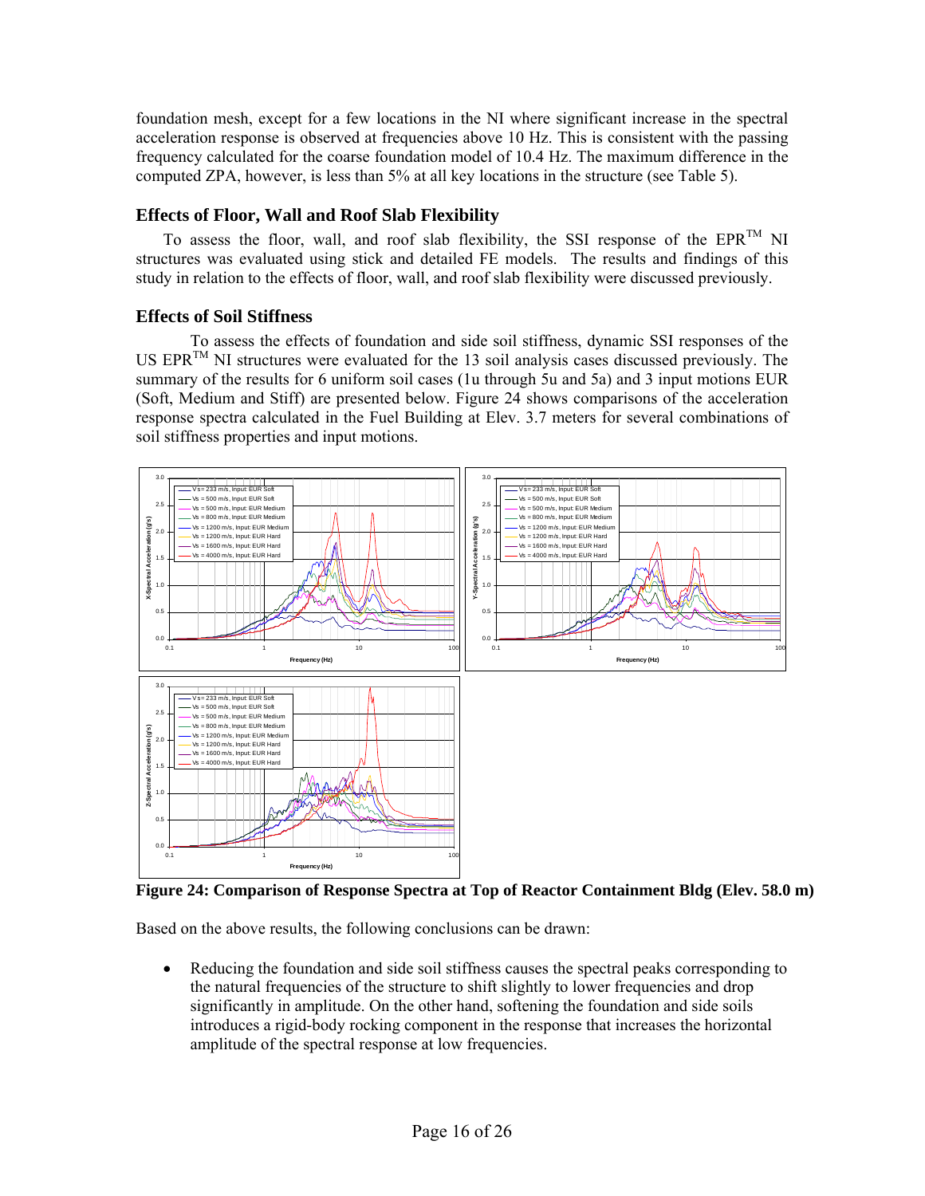foundation mesh, except for a few locations in the NI where significant increase in the spectral acceleration response is observed at frequencies above 10 Hz. This is consistent with the passing frequency calculated for the coarse foundation model of 10.4 Hz. The maximum difference in the computed ZPA, however, is less than 5% at all key locations in the structure (see Table 5).

### Effects of Floor, Wall and Roof Slab Flexibility

To assess the floor, wall, and roof slab flexibility, the SSI response of the EPR™ NI structures was evaluated using stick and detailed FE models. The results and findings of this study in relation to the effects of floor, wall, and roof slab flexibility were discussed previously.

### Effects of Soil Stiffness

To assess the effects of foundation and side soil stiffness, dynamic SSI responses of the US EPR™ NI structures were evaluated for the 13 soil analysis cases discussed previously. The summary of the results for 6 uniform soil cases (1u through 5u and 5a) and 3 input motions EUR (Soft, Medium and Stiff) are presented below. Figure 24 shows comparisons of the acceleration response spectra calculated in the Fuel Building at Elev. 3.7 meters for several combinations of soil stiffness properties and input motions.

**Figure 24: Comparison of Response Spectra at Top of Reactor Containment Bldg (Elev. 58.0 m)**

Based on the above results, the following conclusions can be drawn:

- Reducing the foundation and side soil stiffness causes the spectral peaks corresponding to the natural frequencies of the structure to shift slightly to lower frequencies and drop significantly in amplitude. On the other hand, softening the foundation and side soils introduces a rigid-body rocking component in the response that increases the horizontal amplitude of the spectral response at low frequencies.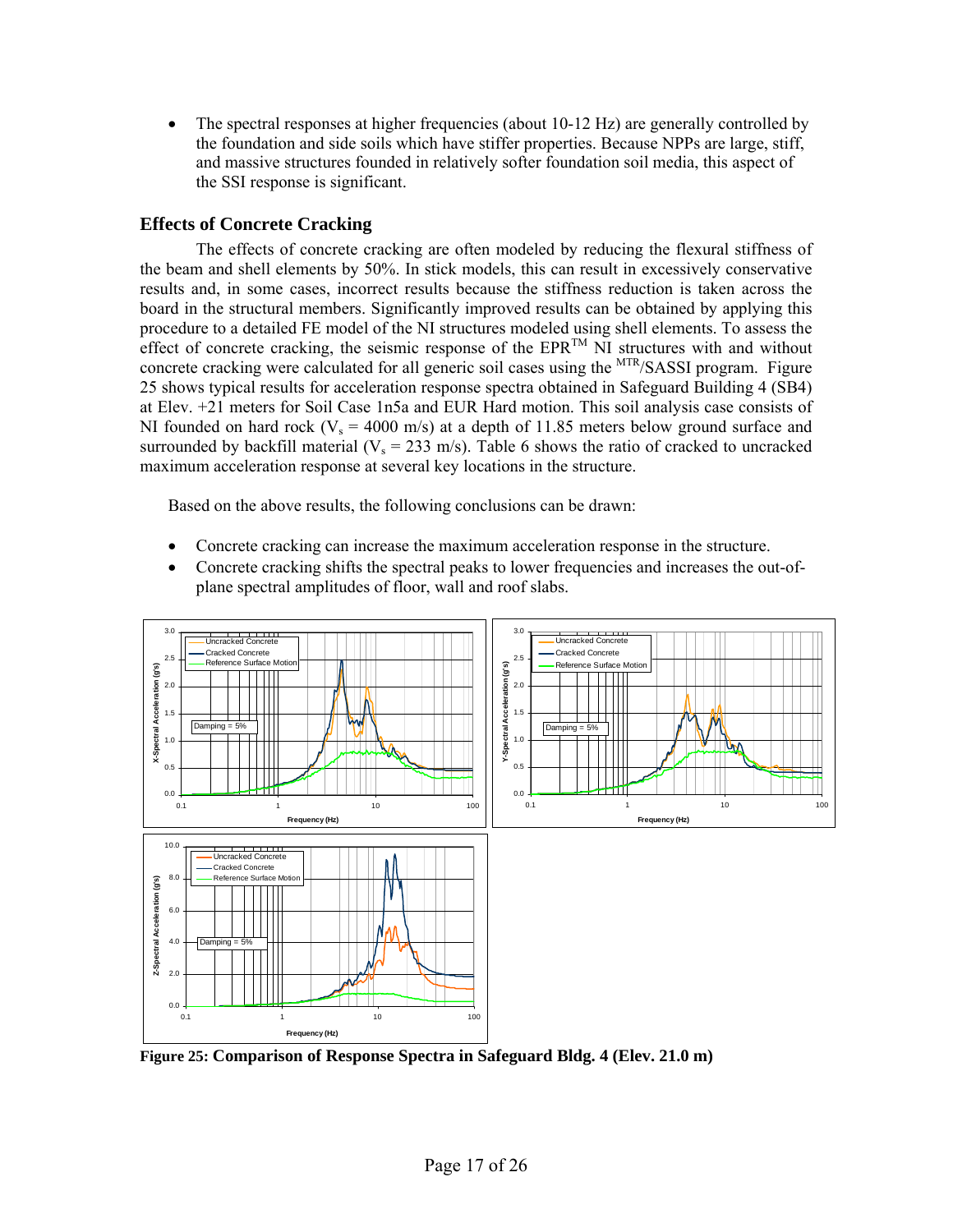- The spectral responses at higher frequencies (about 10-12 Hz) are generally controlled by the foundation and side soils which have stiffer properties. Because NPPs are large, stiff, and massive structures founded in relatively softer foundation soil media, this aspect of the SSI response is significant.

## Effects of Concrete Cracking

The effects of concrete cracking are often modeled by reducing the flexural stiffness of the beam and shell elements by 50%. In stick models, this can result in excessively conservative results and, in some cases, incorrect results because the stiffness reduction is taken across the board in the structural members. Significantly improved results can be obtained by applying this procedure to a detailed FE model of the NI structures modeled using shell elements. To assess the effect of concrete cracking, the seismic response of the EPR™ NI structures with and without concrete cracking were calculated for all generic soil cases using the MTR/SASSI program. Figure 25 shows typical results for acceleration response spectra obtained in Safeguard Building 4 (SB4) at Elev. +21 meters for Soil Case 1n5a and EUR Hard motion. This soil analysis case consists of NI founded on hard rock ($V_s$ = 4000 m/s) at a depth of 11.85 meters below ground surface and surrounded by backfill material ($V_s$ = 233 m/s). Table 6 shows the ratio of cracked to uncracked maximum acceleration response at several key locations in the structure.

Based on the above results, the following conclusions can be drawn:

- Concrete cracking can increase the maximum acceleration response in the structure.
- Concrete cracking shifts the spectral peaks to lower frequencies and increases the out-of-plane spectral amplitudes of floor, wall and roof slabs.

**Figure 25: Comparison of Response Spectra in Safeguard Bldg. 4 (Elev. 21.0 m)**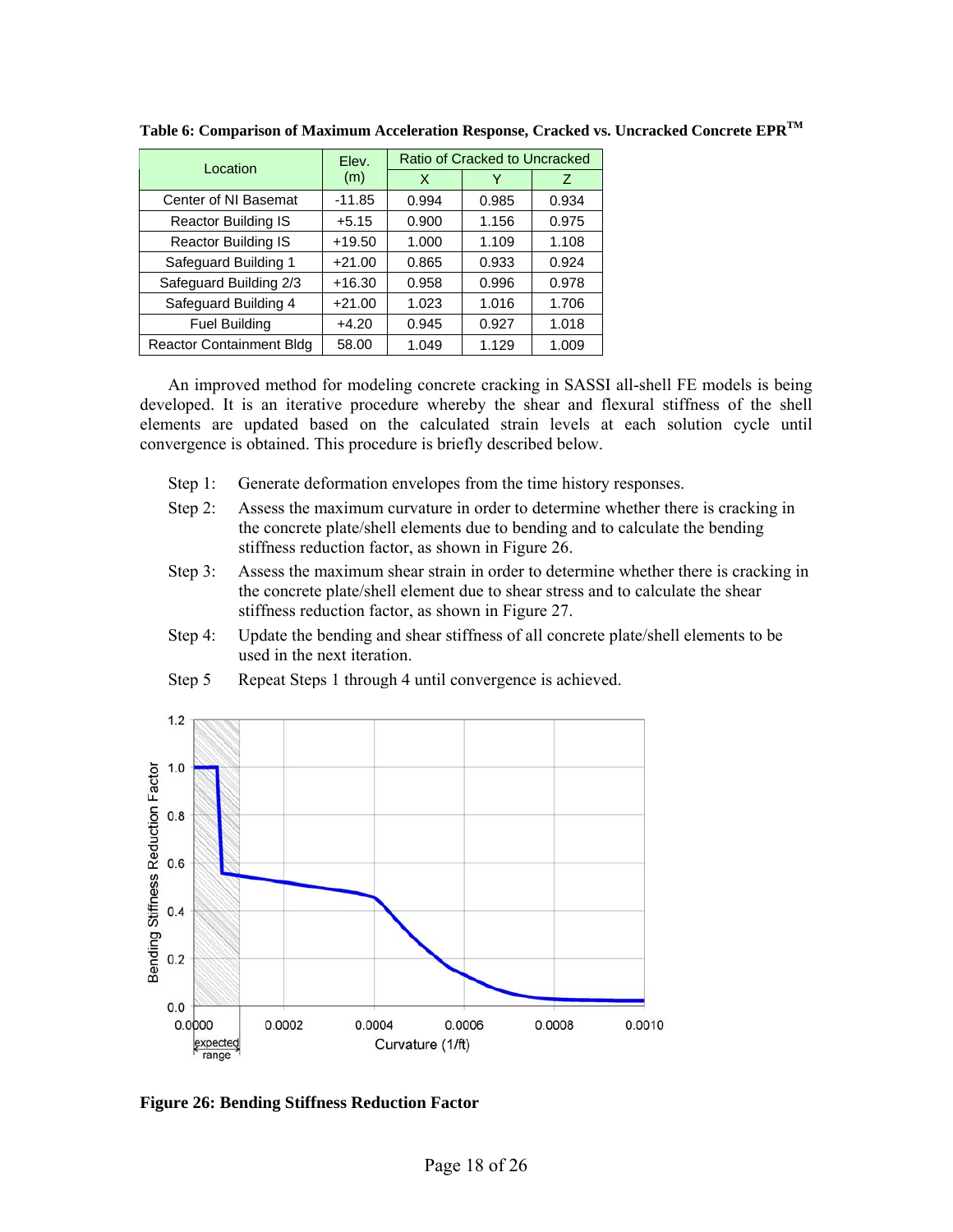**Table 6: Comparison of Maximum Acceleration Response, Cracked vs. Uncracked Concrete EPR™**

| Location | Elev. (m) | Ratio of Cracked to Uncracked | | |
|---|---|---|---|---|
| | | X | Y | Z |
| Center of NI Basemat | -11.85 | 0.994 | 0.985 | 0.934 |
| Reactor Building IS | +5.15 | 0.900 | 1.156 | 0.975 |
| Reactor Building IS | +19.50 | 1.000 | 1.109 | 1.108 |
| Safeguard Building 1 | +21.00 | 0.865 | 0.933 | 0.924 |
| Safeguard Building 2/3 | +16.30 | 0.958 | 0.996 | 0.978 |
| Safeguard Building 4 | +21.00 | 1.023 | 1.016 | 1.706 |
| Fuel Building | +4.20 | 0.945 | 0.927 | 1.018 |
| Reactor Containment Bldg | 58.00 | 1.049 | 1.129 | 1.009 |

An improved method for modeling concrete cracking in SASSI all-shell FE models is being developed. It is an iterative procedure whereby the shear and flexural stiffness of the shell elements are updated based on the calculated strain levels at each solution cycle until convergence is obtained. This procedure is briefly described below.

Step 1: Generate deformation envelopes from the time history responses.

Step 2: Assess the maximum curvature in order to determine whether there is cracking in the concrete plate/shell elements due to bending and to calculate the bending stiffness reduction factor, as shown in Figure 26.

Step 3: Assess the maximum shear strain in order to determine whether there is cracking in the concrete plate/shell element due to shear stress and to calculate the shear stiffness reduction factor, as shown in Figure 27.

Step 4: Update the bending and shear stiffness of all concrete plate/shell elements to be used in the next iteration.

Step 5 Repeat Steps 1 through 4 until convergence is achieved.

**Figure 26: Bending Stiffness Reduction Factor**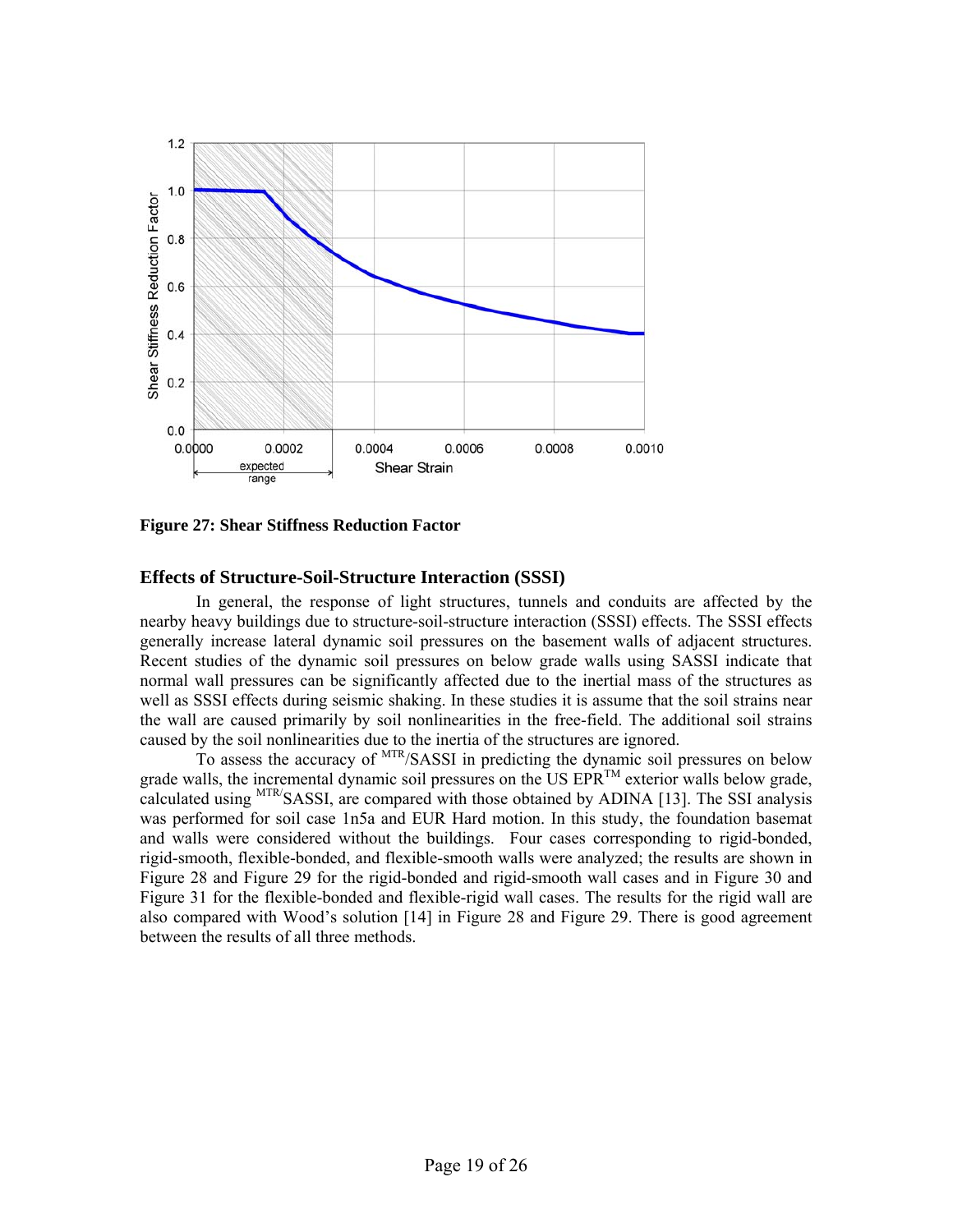**Figure 27: Shear Stiffness Reduction Factor**

## Effects of Structure-Soil-Structure Interaction (SSSI)

In general, the response of light structures, tunnels and conduits are affected by the nearby heavy buildings due to structure-soil-structure interaction (SSSI) effects. The SSSI effects generally increase lateral dynamic soil pressures on the basement walls of adjacent structures. Recent studies of the dynamic soil pressures on below grade walls using SASSI indicate that normal wall pressures can be significantly affected due to the inertial mass of the structures as well as SSSI effects during seismic shaking. In these studies it is assume that the soil strains near the wall are caused primarily by soil nonlinearities in the free-field. The additional soil strains caused by the soil nonlinearities due to the inertia of the structures are ignored.

To assess the accuracy of $^{MTR}$/SASSI in predicting the dynamic soil pressures on below grade walls, the incremental dynamic soil pressures on the US EPR$^{TM}$ exterior walls below grade, calculated using $^{MTR/}$SASSI, are compared with those obtained by ADINA [13]. The SSI analysis was performed for soil case 1n5a and EUR Hard motion. In this study, the foundation basemat and walls were considered without the buildings. Four cases corresponding to rigid-bonded, rigid-smooth, flexible-bonded, and flexible-smooth walls were analyzed; the results are shown in Figure 28 and Figure 29 for the rigid-bonded and rigid-smooth wall cases and in Figure 30 and Figure 31 for the flexible-bonded and flexible-rigid wall cases. The results for the rigid wall are also compared with Wood's solution [14] in Figure 28 and Figure 29. There is good agreement between the results of all three methods.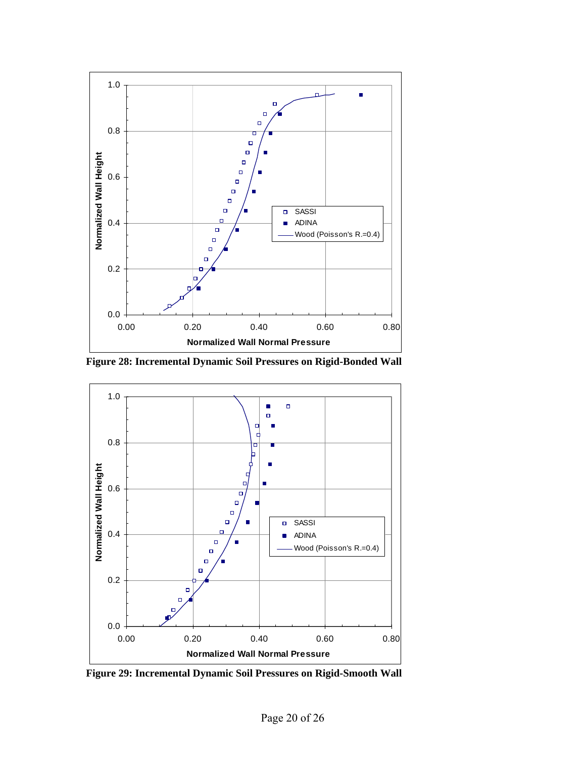**Figure 28: Incremental Dynamic Soil Pressures on Rigid-Bonded Wall**

**Figure 29: Incremental Dynamic Soil Pressures on Rigid-Smooth Wall**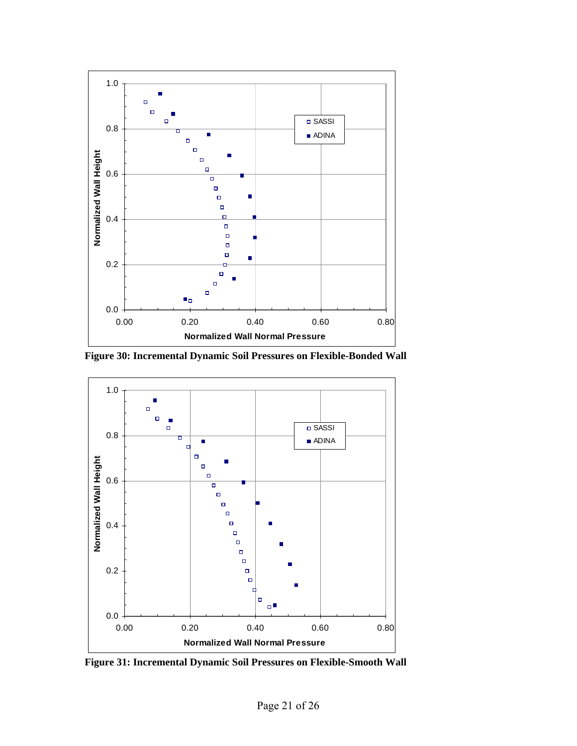**Figure 30: Incremental Dynamic Soil Pressures on Flexible-Bonded Wall**

**Figure 31: Incremental Dynamic Soil Pressures on Flexible-Smooth Wall**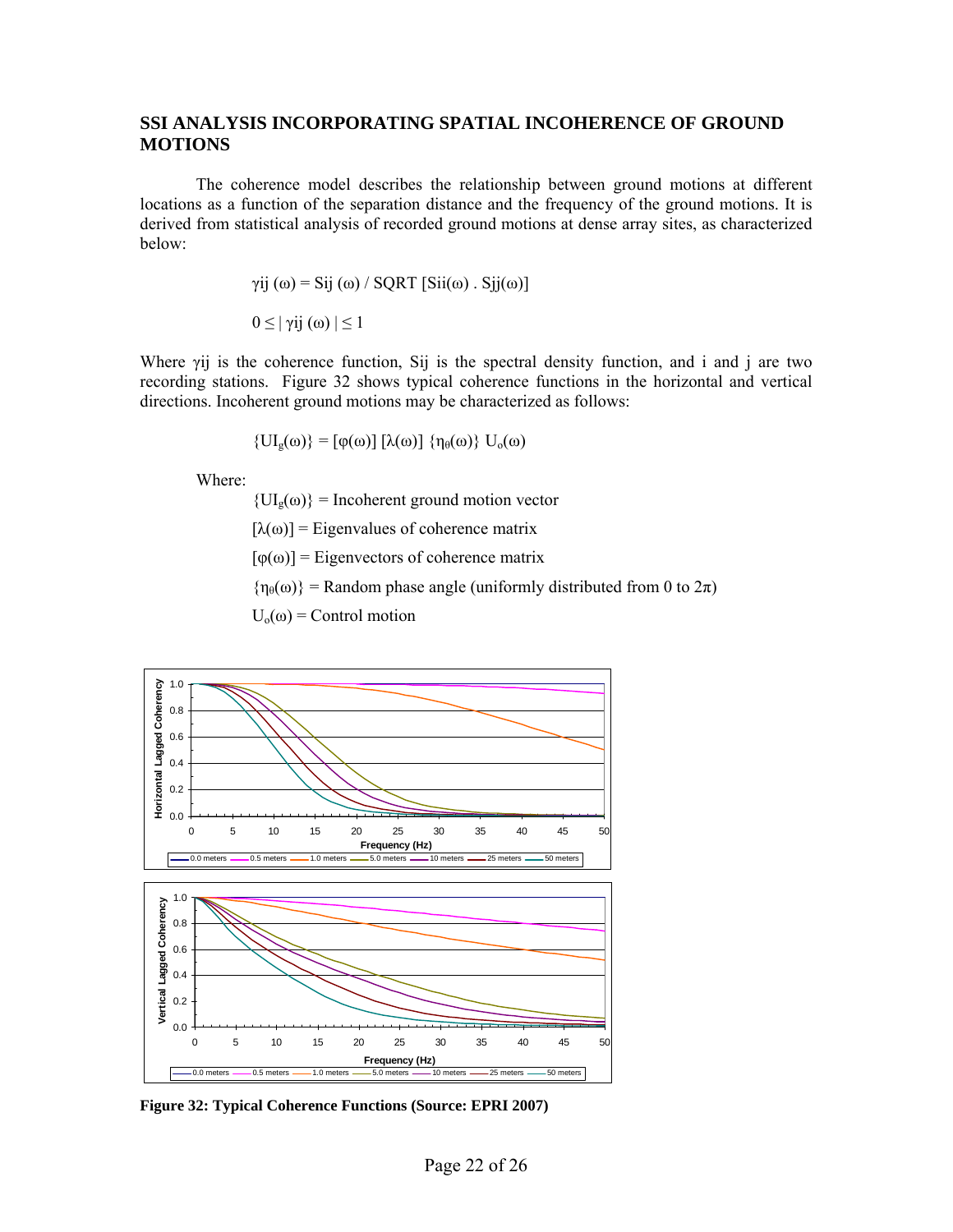## SSI ANALYSIS INCORPORATING SPATIAL INCOHERENCE OF GROUND MOTIONS

The coherence model describes the relationship between ground motions at different locations as a function of the separation distance and the frequency of the ground motions. It is derived from statistical analysis of recorded ground motions at dense array sites, as characterized below:

$$\gamma_{ij}(\omega) = S_{ij}(\omega) / \text{SQRT}\,[S_{ii}(\omega) \cdot S_{jj}(\omega)]$$

$$0 \leq |\gamma_{ij}(\omega)| \leq 1$$

Where $\gamma_{ij}$ is the coherence function, $S_{ij}$ is the spectral density function, and i and j are two recording stations. Figure 32 shows typical coherence functions in the horizontal and vertical directions. Incoherent ground motions may be characterized as follows:

$$\{UI_g(\omega)\} = [\varphi(\omega)]\,[\lambda(\omega)]\,\{\eta_\theta(\omega)\}\,U_o(\omega)$$

Where:

$\{UI_g(\omega)\}$ = Incoherent ground motion vector

$[\lambda(\omega)]$ = Eigenvalues of coherence matrix

$[\varphi(\omega)]$ = Eigenvectors of coherence matrix

$\{\eta_\theta(\omega)\}$ = Random phase angle (uniformly distributed from 0 to $2\pi$)

$U_o(\omega)$ = Control motion

**Figure 32: Typical Coherence Functions (Source: EPRI 2007)**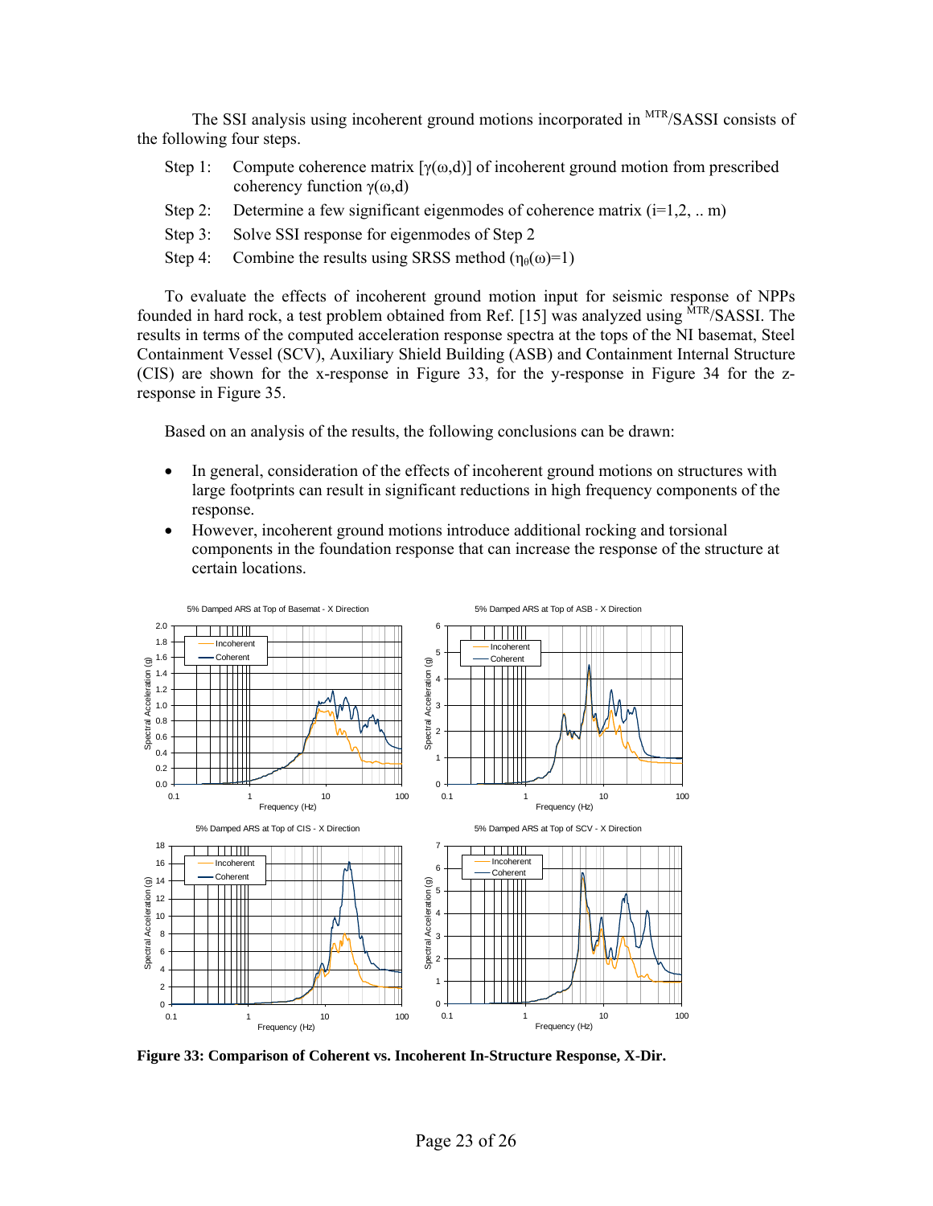The SSI analysis using incoherent ground motions incorporated in MTR/SASSI consists of the following four steps.

- Step 1: Compute coherence matrix $[\gamma(\omega,d)]$ of incoherent ground motion from prescribed coherency function $\gamma(\omega,d)$
- Step 2: Determine a few significant eigenmodes of coherence matrix (i=1,2, .. m)
- Step 3: Solve SSI response for eigenmodes of Step 2
- Step 4: Combine the results using SRSS method ($\eta_\theta(\omega)=1$)

To evaluate the effects of incoherent ground motion input for seismic response of NPPs founded in hard rock, a test problem obtained from Ref. [15] was analyzed using MTR/SASSI. The results in terms of the computed acceleration response spectra at the tops of the NI basemat, Steel Containment Vessel (SCV), Auxiliary Shield Building (ASB) and Containment Internal Structure (CIS) are shown for the x-response in Figure 33, for the y-response in Figure 34 for the z-response in Figure 35.

Based on an analysis of the results, the following conclusions can be drawn:

- In general, consideration of the effects of incoherent ground motions on structures with large footprints can result in significant reductions in high frequency components of the response.
- However, incoherent ground motions introduce additional rocking and torsional components in the foundation response that can increase the response of the structure at certain locations.

**Figure 33: Comparison of Coherent vs. Incoherent In-Structure Response, X-Dir.**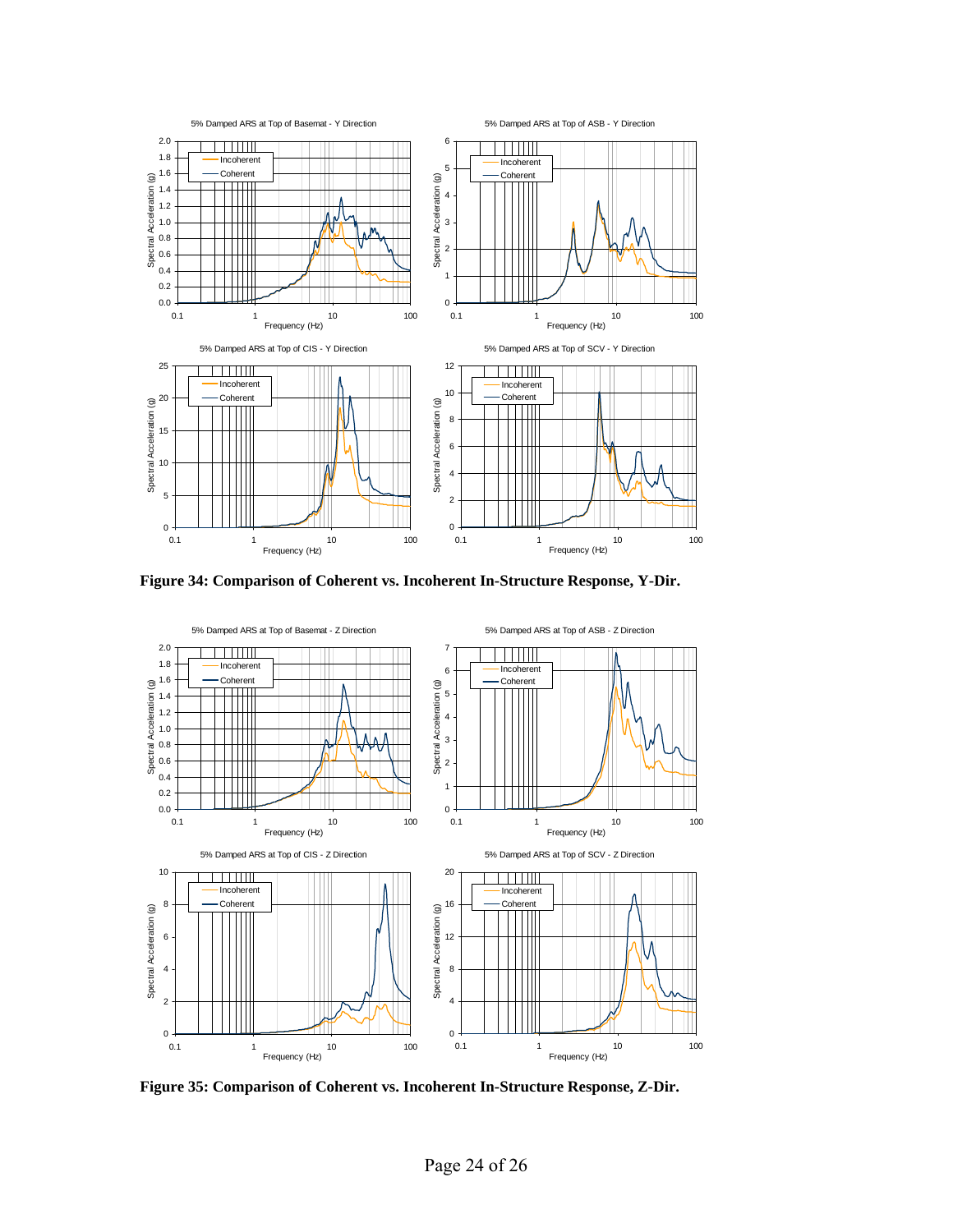**Figure 34: Comparison of Coherent vs. Incoherent In-Structure Response, Y-Dir.**

**Figure 35: Comparison of Coherent vs. Incoherent In-Structure Response, Z-Dir.**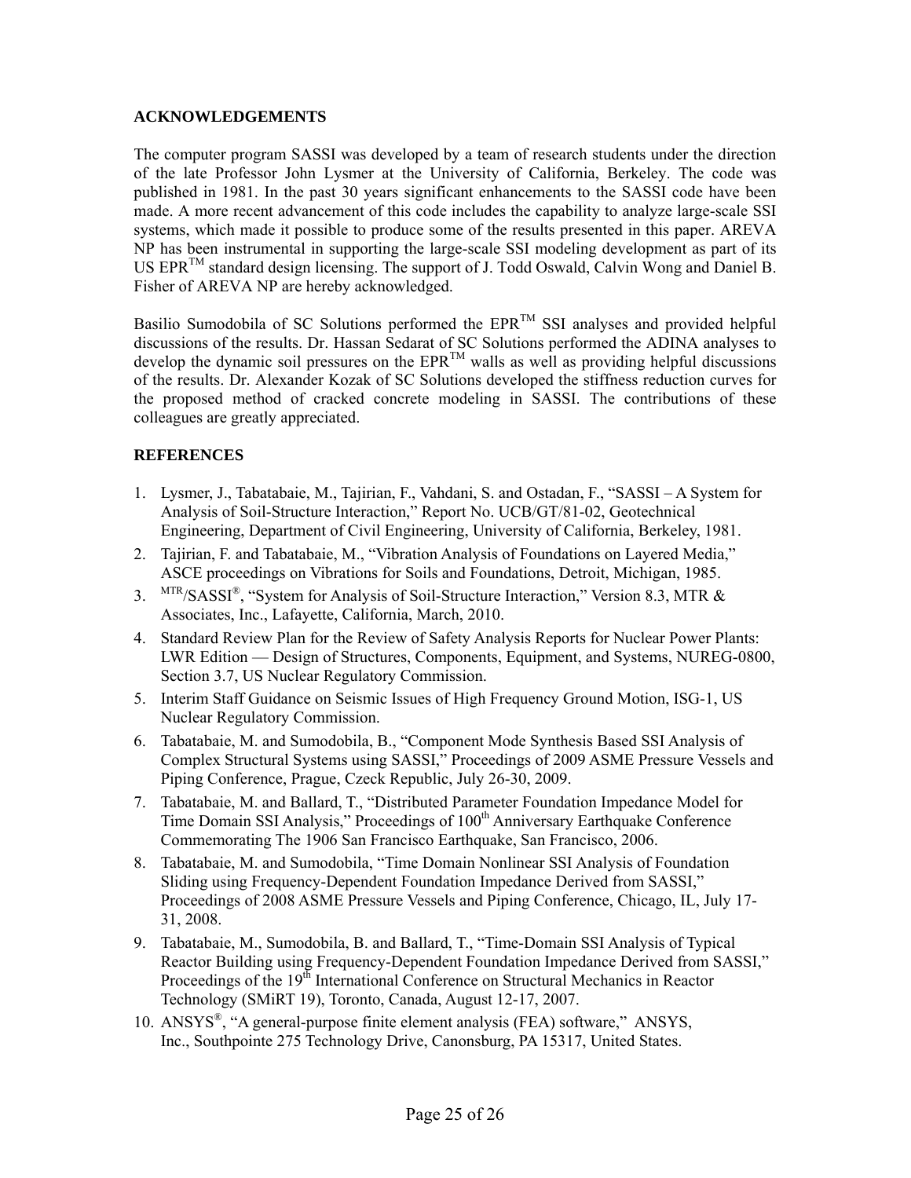## ACKNOWLEDGEMENTS

The computer program SASSI was developed by a team of research students under the direction of the late Professor John Lysmer at the University of California, Berkeley. The code was published in 1981. In the past 30 years significant enhancements to the SASSI code have been made. A more recent advancement of this code includes the capability to analyze large-scale SSI systems, which made it possible to produce some of the results presented in this paper. AREVA NP has been instrumental in supporting the large-scale SSI modeling development as part of its US EPR™ standard design licensing. The support of J. Todd Oswald, Calvin Wong and Daniel B. Fisher of AREVA NP are hereby acknowledged.

Basilio Sumodobila of SC Solutions performed the EPR™ SSI analyses and provided helpful discussions of the results. Dr. Hassan Sedarat of SC Solutions performed the ADINA analyses to develop the dynamic soil pressures on the EPR™ walls as well as providing helpful discussions of the results. Dr. Alexander Kozak of SC Solutions developed the stiffness reduction curves for the proposed method of cracked concrete modeling in SASSI. The contributions of these colleagues are greatly appreciated.

## REFERENCES

1. Lysmer, J., Tabatabaie, M., Tajirian, F., Vahdani, S. and Ostadan, F., "SASSI – A System for Analysis of Soil-Structure Interaction," Report No. UCB/GT/81-02, Geotechnical Engineering, Department of Civil Engineering, University of California, Berkeley, 1981.
2. Tajirian, F. and Tabatabaie, M., "Vibration Analysis of Foundations on Layered Media," ASCE proceedings on Vibrations for Soils and Foundations, Detroit, Michigan, 1985.
3. MTR/SASSI®, "System for Analysis of Soil-Structure Interaction," Version 8.3, MTR & Associates, Inc., Lafayette, California, March, 2010.
4. Standard Review Plan for the Review of Safety Analysis Reports for Nuclear Power Plants: LWR Edition — Design of Structures, Components, Equipment, and Systems, NUREG-0800, Section 3.7, US Nuclear Regulatory Commission.
5. Interim Staff Guidance on Seismic Issues of High Frequency Ground Motion, ISG-1, US Nuclear Regulatory Commission.
6. Tabatabaie, M. and Sumodobila, B., "Component Mode Synthesis Based SSI Analysis of Complex Structural Systems using SASSI," Proceedings of 2009 ASME Pressure Vessels and Piping Conference, Prague, Czeck Republic, July 26-30, 2009.
7. Tabatabaie, M. and Ballard, T., "Distributed Parameter Foundation Impedance Model for Time Domain SSI Analysis," Proceedings of 100th Anniversary Earthquake Conference Commemorating The 1906 San Francisco Earthquake, San Francisco, 2006.
8. Tabatabaie, M. and Sumodobila, "Time Domain Nonlinear SSI Analysis of Foundation Sliding using Frequency-Dependent Foundation Impedance Derived from SASSI," Proceedings of 2008 ASME Pressure Vessels and Piping Conference, Chicago, IL, July 17-31, 2008.
9. Tabatabaie, M., Sumodobila, B. and Ballard, T., "Time-Domain SSI Analysis of Typical Reactor Building using Frequency-Dependent Foundation Impedance Derived from SASSI," Proceedings of the 19th International Conference on Structural Mechanics in Reactor Technology (SMiRT 19), Toronto, Canada, August 12-17, 2007.
10. ANSYS®, "A general-purpose finite element analysis (FEA) software," ANSYS, Inc., Southpointe 275 Technology Drive, Canonsburg, PA 15317, United States.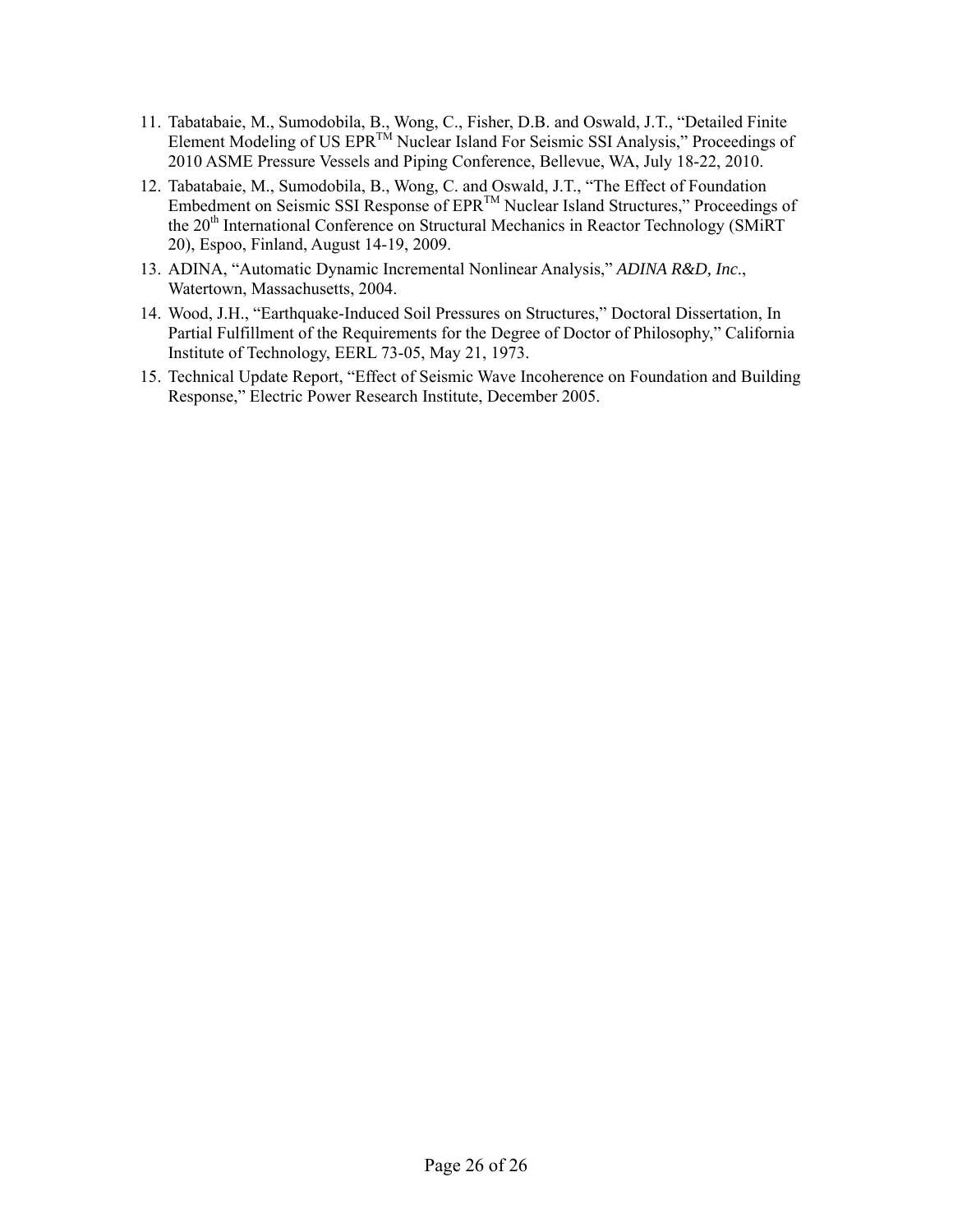11. Tabatabaie, M., Sumodobila, B., Wong, C., Fisher, D.B. and Oswald, J.T., "Detailed Finite Element Modeling of US EPR$^{TM}$ Nuclear Island For Seismic SSI Analysis," Proceedings of 2010 ASME Pressure Vessels and Piping Conference, Bellevue, WA, July 18-22, 2010.
12. Tabatabaie, M., Sumodobila, B., Wong, C. and Oswald, J.T., "The Effect of Foundation Embedment on Seismic SSI Response of EPR$^{TM}$ Nuclear Island Structures," Proceedings of the 20$^{th}$ International Conference on Structural Mechanics in Reactor Technology (SMiRT 20), Espoo, Finland, August 14-19, 2009.
13. ADINA, "Automatic Dynamic Incremental Nonlinear Analysis," *ADINA R&D, Inc.*, Watertown, Massachusetts, 2004.
14. Wood, J.H., "Earthquake-Induced Soil Pressures on Structures," Doctoral Dissertation, In Partial Fulfillment of the Requirements for the Degree of Doctor of Philosophy," California Institute of Technology, EERL 73-05, May 21, 1973.
15. Technical Update Report, "Effect of Seismic Wave Incoherence on Foundation and Building Response," Electric Power Research Institute, December 2005.